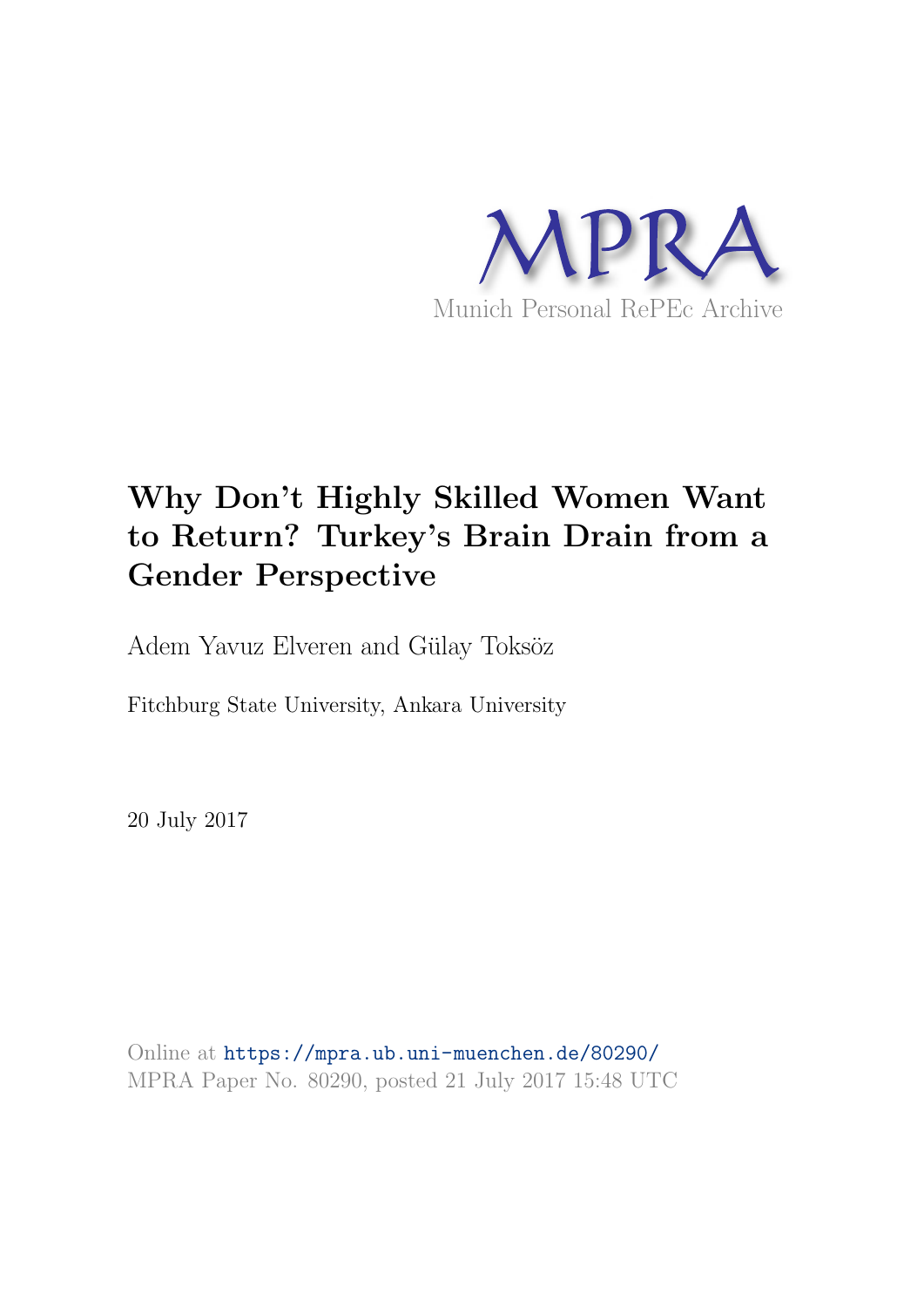MPRA

Munich Personal RePEc Archive

# Why Don't Highly Skilled Women Want to Return? Turkey's Brain Drain from a Gender Perspective

Adem Yavuz Elveren and Gülay Toksöz

Fitchburg State University, Ankara University

20 July 2017

Online at https://mpra.ub.uni-muenchen.de/80290/
MPRA Paper No. 80290, posted 21 July 2017 15:48 UTC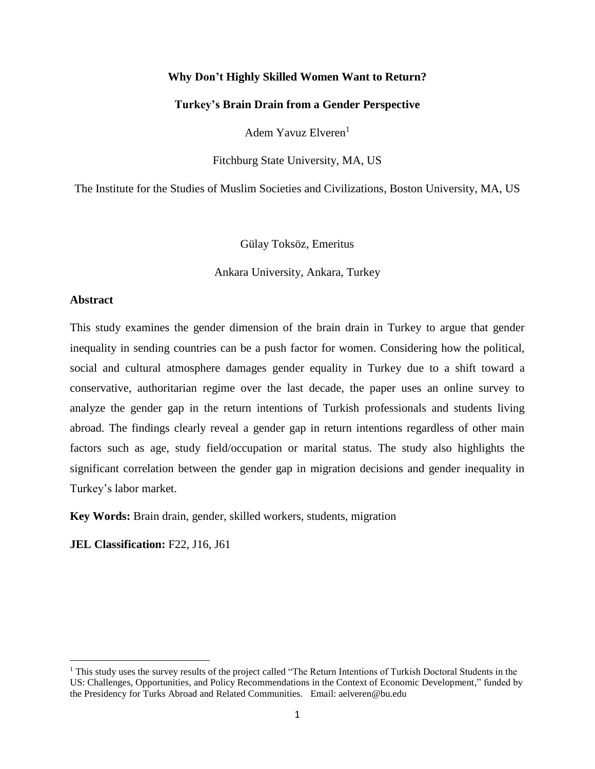**Why Don't Highly Skilled Women Want to Return?**

**Turkey's Brain Drain from a Gender Perspective**

Adem Yavuz Elveren[1]

Fitchburg State University, MA, US

The Institute for the Studies of Muslim Societies and Civilizations, Boston University, MA, US

Gülay Toksöz, Emeritus

Ankara University, Ankara, Turkey

### Abstract

This study examines the gender dimension of the brain drain in Turkey to argue that gender inequality in sending countries can be a push factor for women. Considering how the political, social and cultural atmosphere damages gender equality in Turkey due to a shift toward a conservative, authoritarian regime over the last decade, the paper uses an online survey to analyze the gender gap in the return intentions of Turkish professionals and students living abroad. The findings clearly reveal a gender gap in return intentions regardless of other main factors such as age, study field/occupation or marital status. The study also highlights the significant correlation between the gender gap in migration decisions and gender inequality in Turkey's labor market.

**Key Words:** Brain drain, gender, skilled workers, students, migration

**JEL Classification:** F22, J16, J61

---

[1] This study uses the survey results of the project called "The Return Intentions of Turkish Doctoral Students in the US: Challenges, Opportunities, and Policy Recommendations in the Context of Economic Development," funded by the Presidency for Turks Abroad and Related Communities. Email: aelveren@bu.edu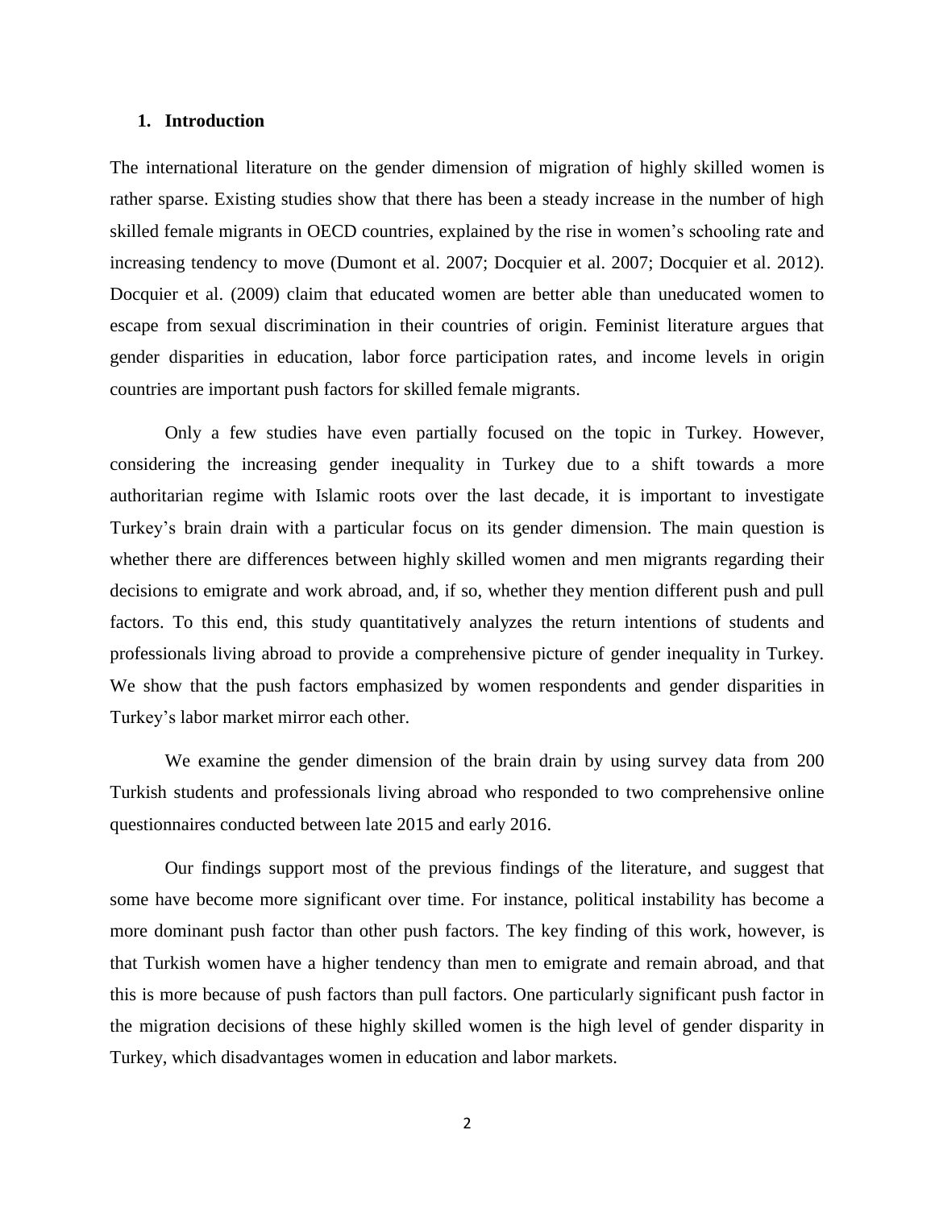## 1. Introduction

The international literature on the gender dimension of migration of highly skilled women is rather sparse. Existing studies show that there has been a steady increase in the number of high skilled female migrants in OECD countries, explained by the rise in women's schooling rate and increasing tendency to move (Dumont et al. 2007; Docquier et al. 2007; Docquier et al. 2012). Docquier et al. (2009) claim that educated women are better able than uneducated women to escape from sexual discrimination in their countries of origin. Feminist literature argues that gender disparities in education, labor force participation rates, and income levels in origin countries are important push factors for skilled female migrants.

Only a few studies have even partially focused on the topic in Turkey. However, considering the increasing gender inequality in Turkey due to a shift towards a more authoritarian regime with Islamic roots over the last decade, it is important to investigate Turkey's brain drain with a particular focus on its gender dimension. The main question is whether there are differences between highly skilled women and men migrants regarding their decisions to emigrate and work abroad, and, if so, whether they mention different push and pull factors. To this end, this study quantitatively analyzes the return intentions of students and professionals living abroad to provide a comprehensive picture of gender inequality in Turkey. We show that the push factors emphasized by women respondents and gender disparities in Turkey's labor market mirror each other.

We examine the gender dimension of the brain drain by using survey data from 200 Turkish students and professionals living abroad who responded to two comprehensive online questionnaires conducted between late 2015 and early 2016.

Our findings support most of the previous findings of the literature, and suggest that some have become more significant over time. For instance, political instability has become a more dominant push factor than other push factors. The key finding of this work, however, is that Turkish women have a higher tendency than men to emigrate and remain abroad, and that this is more because of push factors than pull factors. One particularly significant push factor in the migration decisions of these highly skilled women is the high level of gender disparity in Turkey, which disadvantages women in education and labor markets.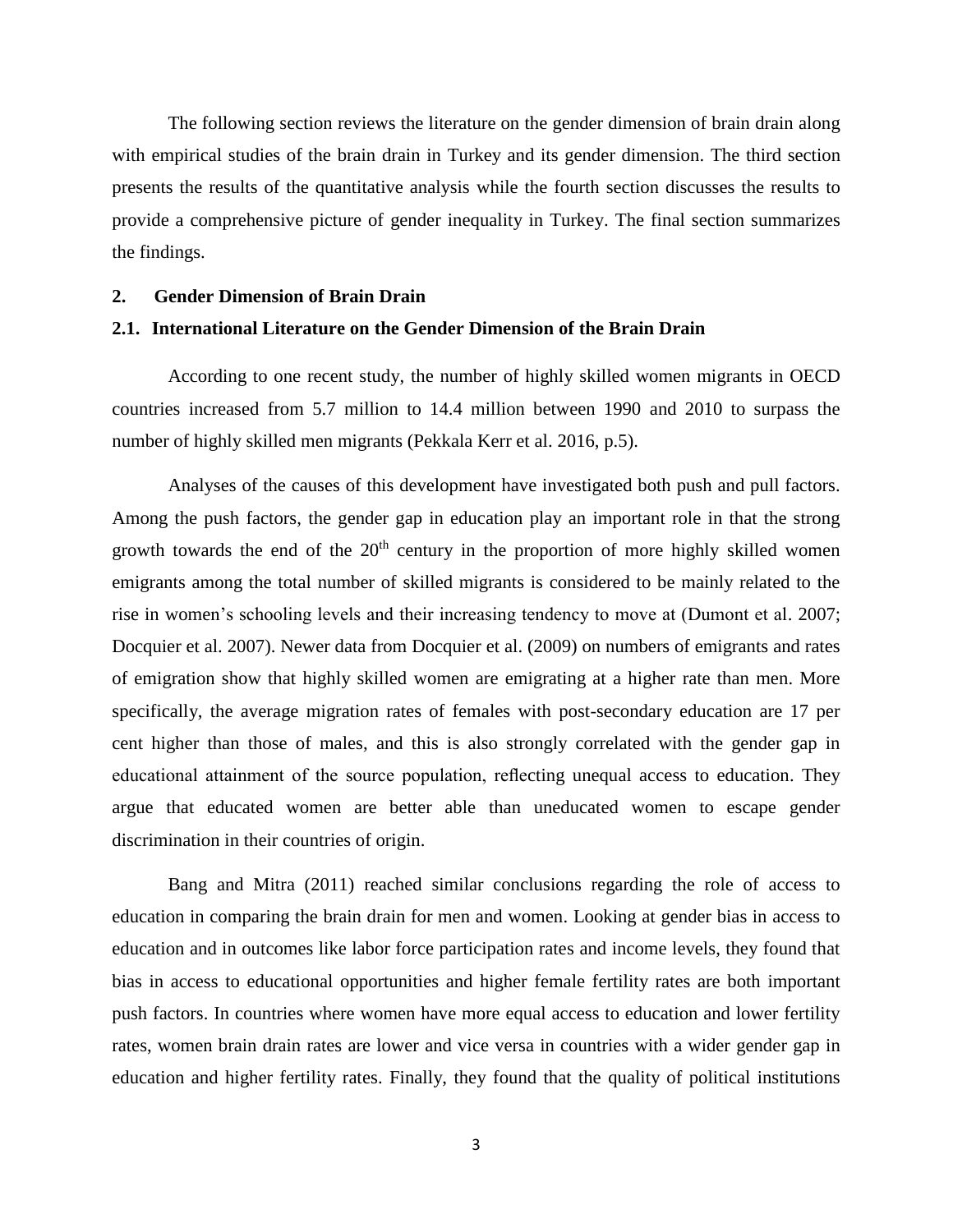The following section reviews the literature on the gender dimension of brain drain along with empirical studies of the brain drain in Turkey and its gender dimension. The third section presents the results of the quantitative analysis while the fourth section discusses the results to provide a comprehensive picture of gender inequality in Turkey. The final section summarizes the findings.

## 2. Gender Dimension of Brain Drain

### 2.1. International Literature on the Gender Dimension of the Brain Drain

According to one recent study, the number of highly skilled women migrants in OECD countries increased from 5.7 million to 14.4 million between 1990 and 2010 to surpass the number of highly skilled men migrants (Pekkala Kerr et al. 2016, p.5).

Analyses of the causes of this development have investigated both push and pull factors. Among the push factors, the gender gap in education play an important role in that the strong growth towards the end of the 20th century in the proportion of more highly skilled women emigrants among the total number of skilled migrants is considered to be mainly related to the rise in women's schooling levels and their increasing tendency to move at (Dumont et al. 2007; Docquier et al. 2007). Newer data from Docquier et al. (2009) on numbers of emigrants and rates of emigration show that highly skilled women are emigrating at a higher rate than men. More specifically, the average migration rates of females with post-secondary education are 17 per cent higher than those of males, and this is also strongly correlated with the gender gap in educational attainment of the source population, reflecting unequal access to education. They argue that educated women are better able than uneducated women to escape gender discrimination in their countries of origin.

Bang and Mitra (2011) reached similar conclusions regarding the role of access to education in comparing the brain drain for men and women. Looking at gender bias in access to education and in outcomes like labor force participation rates and income levels, they found that bias in access to educational opportunities and higher female fertility rates are both important push factors. In countries where women have more equal access to education and lower fertility rates, women brain drain rates are lower and vice versa in countries with a wider gender gap in education and higher fertility rates. Finally, they found that the quality of political institutions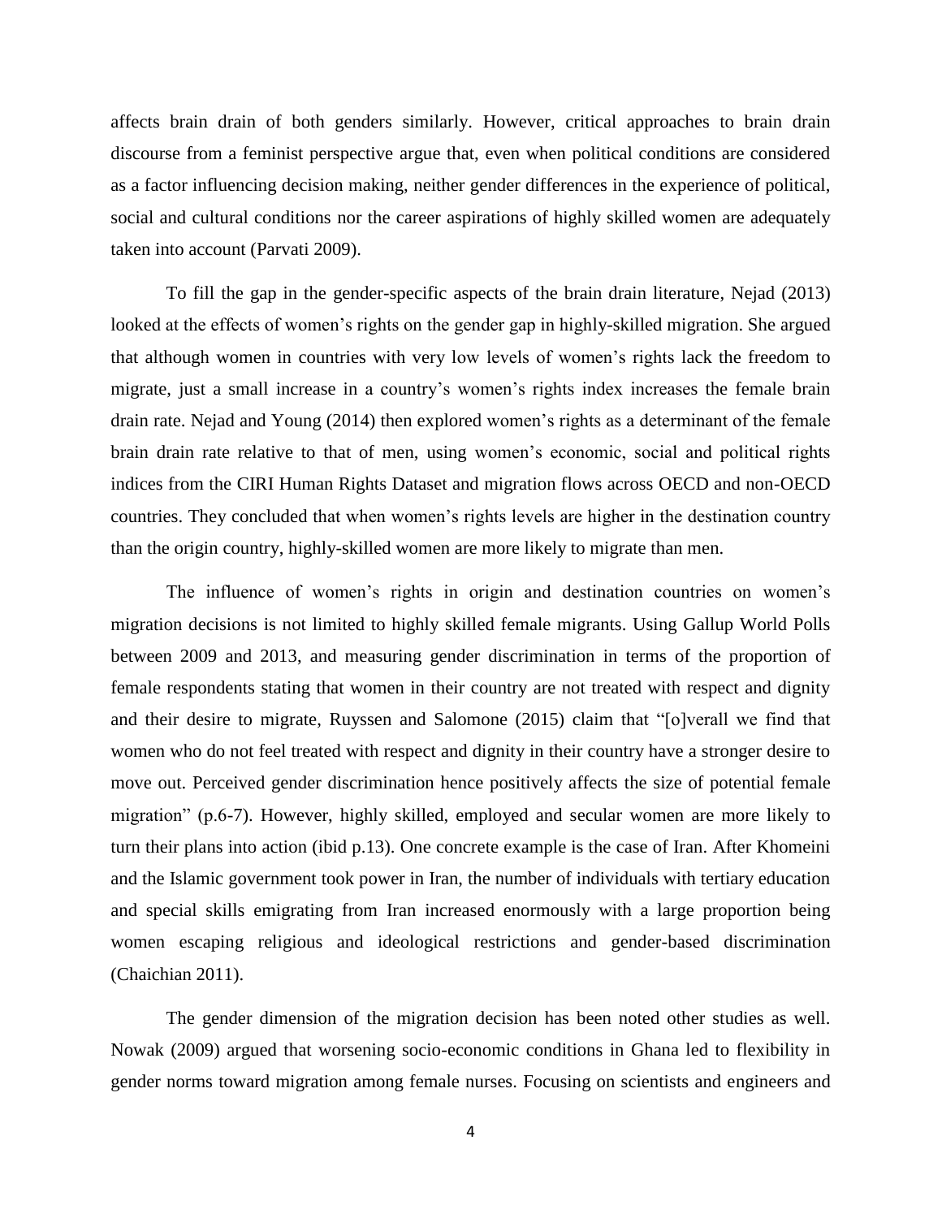affects brain drain of both genders similarly. However, critical approaches to brain drain discourse from a feminist perspective argue that, even when political conditions are considered as a factor influencing decision making, neither gender differences in the experience of political, social and cultural conditions nor the career aspirations of highly skilled women are adequately taken into account (Parvati 2009).

To fill the gap in the gender-specific aspects of the brain drain literature, Nejad (2013) looked at the effects of women's rights on the gender gap in highly-skilled migration. She argued that although women in countries with very low levels of women's rights lack the freedom to migrate, just a small increase in a country's women's rights index increases the female brain drain rate. Nejad and Young (2014) then explored women's rights as a determinant of the female brain drain rate relative to that of men, using women's economic, social and political rights indices from the CIRI Human Rights Dataset and migration flows across OECD and non-OECD countries. They concluded that when women's rights levels are higher in the destination country than the origin country, highly-skilled women are more likely to migrate than men.

The influence of women's rights in origin and destination countries on women's migration decisions is not limited to highly skilled female migrants. Using Gallup World Polls between 2009 and 2013, and measuring gender discrimination in terms of the proportion of female respondents stating that women in their country are not treated with respect and dignity and their desire to migrate, Ruyssen and Salomone (2015) claim that "[o]verall we find that women who do not feel treated with respect and dignity in their country have a stronger desire to move out. Perceived gender discrimination hence positively affects the size of potential female migration" (p.6-7). However, highly skilled, employed and secular women are more likely to turn their plans into action (ibid p.13). One concrete example is the case of Iran. After Khomeini and the Islamic government took power in Iran, the number of individuals with tertiary education and special skills emigrating from Iran increased enormously with a large proportion being women escaping religious and ideological restrictions and gender-based discrimination (Chaichian 2011).

The gender dimension of the migration decision has been noted other studies as well. Nowak (2009) argued that worsening socio-economic conditions in Ghana led to flexibility in gender norms toward migration among female nurses. Focusing on scientists and engineers and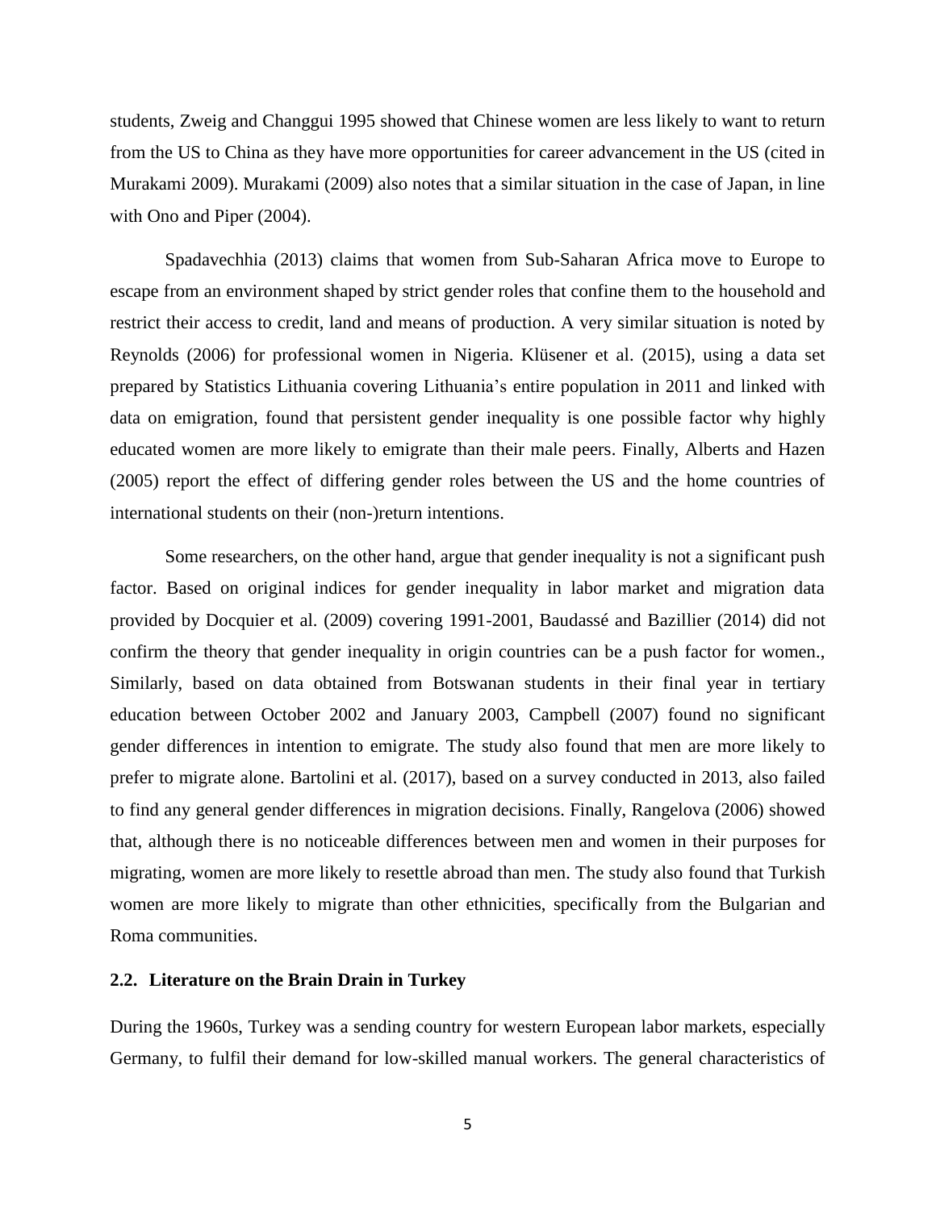students, Zweig and Changgui 1995 showed that Chinese women are less likely to want to return from the US to China as they have more opportunities for career advancement in the US (cited in Murakami 2009). Murakami (2009) also notes that a similar situation in the case of Japan, in line with Ono and Piper (2004).

Spadavechhia (2013) claims that women from Sub-Saharan Africa move to Europe to escape from an environment shaped by strict gender roles that confine them to the household and restrict their access to credit, land and means of production. A very similar situation is noted by Reynolds (2006) for professional women in Nigeria. Klüsener et al. (2015), using a data set prepared by Statistics Lithuania covering Lithuania's entire population in 2011 and linked with data on emigration, found that persistent gender inequality is one possible factor why highly educated women are more likely to emigrate than their male peers. Finally, Alberts and Hazen (2005) report the effect of differing gender roles between the US and the home countries of international students on their (non-)return intentions.

Some researchers, on the other hand, argue that gender inequality is not a significant push factor. Based on original indices for gender inequality in labor market and migration data provided by Docquier et al. (2009) covering 1991-2001, Baudassé and Bazillier (2014) did not confirm the theory that gender inequality in origin countries can be a push factor for women., Similarly, based on data obtained from Botswanan students in their final year in tertiary education between October 2002 and January 2003, Campbell (2007) found no significant gender differences in intention to emigrate. The study also found that men are more likely to prefer to migrate alone. Bartolini et al. (2017), based on a survey conducted in 2013, also failed to find any general gender differences in migration decisions. Finally, Rangelova (2006) showed that, although there is no noticeable differences between men and women in their purposes for migrating, women are more likely to resettle abroad than men. The study also found that Turkish women are more likely to migrate than other ethnicities, specifically from the Bulgarian and Roma communities.

### 2.2. Literature on the Brain Drain in Turkey

During the 1960s, Turkey was a sending country for western European labor markets, especially Germany, to fulfil their demand for low-skilled manual workers. The general characteristics of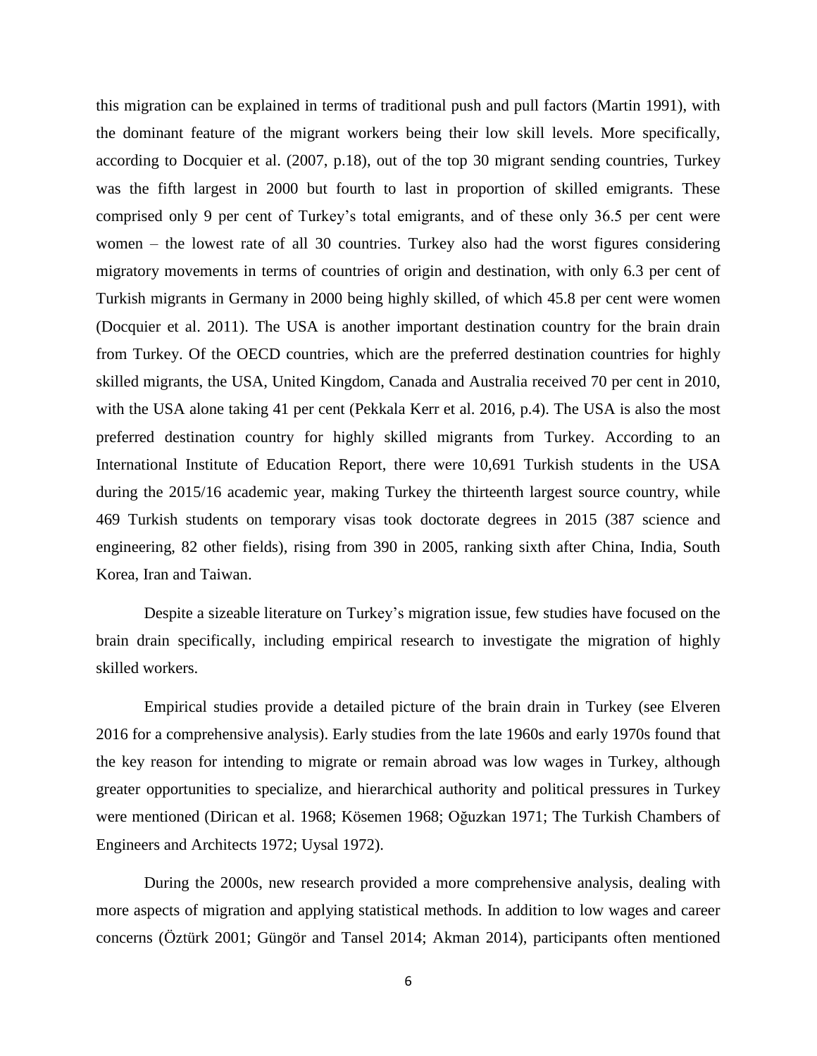this migration can be explained in terms of traditional push and pull factors (Martin 1991), with the dominant feature of the migrant workers being their low skill levels. More specifically, according to Docquier et al. (2007, p.18), out of the top 30 migrant sending countries, Turkey was the fifth largest in 2000 but fourth to last in proportion of skilled emigrants. These comprised only 9 per cent of Turkey's total emigrants, and of these only 36.5 per cent were women – the lowest rate of all 30 countries. Turkey also had the worst figures considering migratory movements in terms of countries of origin and destination, with only 6.3 per cent of Turkish migrants in Germany in 2000 being highly skilled, of which 45.8 per cent were women (Docquier et al. 2011). The USA is another important destination country for the brain drain from Turkey. Of the OECD countries, which are the preferred destination countries for highly skilled migrants, the USA, United Kingdom, Canada and Australia received 70 per cent in 2010, with the USA alone taking 41 per cent (Pekkala Kerr et al. 2016, p.4). The USA is also the most preferred destination country for highly skilled migrants from Turkey. According to an International Institute of Education Report, there were 10,691 Turkish students in the USA during the 2015/16 academic year, making Turkey the thirteenth largest source country, while 469 Turkish students on temporary visas took doctorate degrees in 2015 (387 science and engineering, 82 other fields), rising from 390 in 2005, ranking sixth after China, India, South Korea, Iran and Taiwan.

Despite a sizeable literature on Turkey's migration issue, few studies have focused on the brain drain specifically, including empirical research to investigate the migration of highly skilled workers.

Empirical studies provide a detailed picture of the brain drain in Turkey (see Elveren 2016 for a comprehensive analysis). Early studies from the late 1960s and early 1970s found that the key reason for intending to migrate or remain abroad was low wages in Turkey, although greater opportunities to specialize, and hierarchical authority and political pressures in Turkey were mentioned (Dirican et al. 1968; Kösemen 1968; Oğuzkan 1971; The Turkish Chambers of Engineers and Architects 1972; Uysal 1972).

During the 2000s, new research provided a more comprehensive analysis, dealing with more aspects of migration and applying statistical methods. In addition to low wages and career concerns (Öztürk 2001; Güngör and Tansel 2014; Akman 2014), participants often mentioned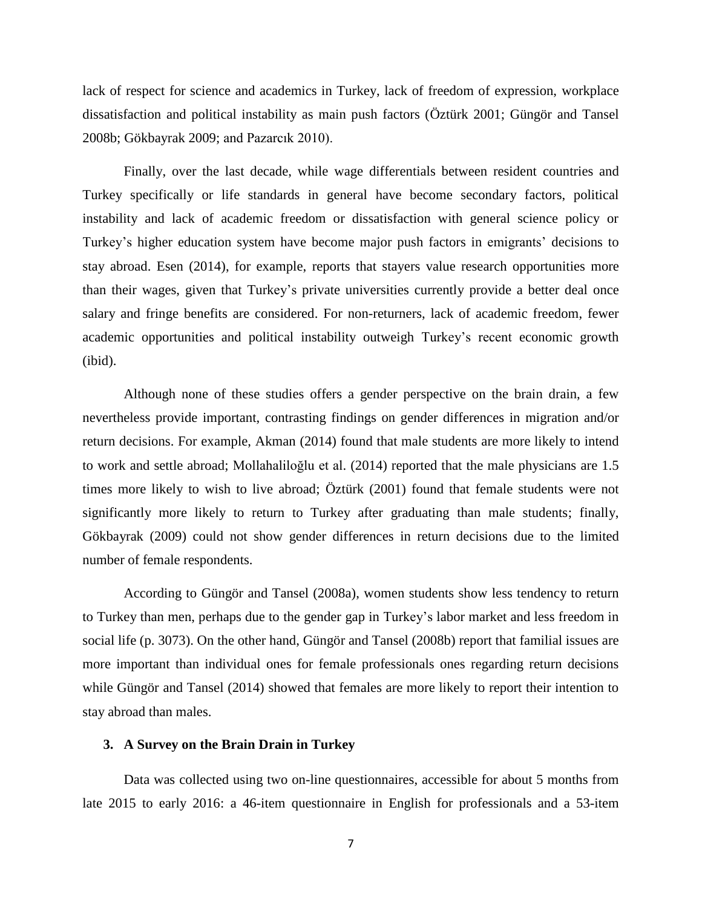lack of respect for science and academics in Turkey, lack of freedom of expression, workplace dissatisfaction and political instability as main push factors (Öztürk 2001; Güngör and Tansel 2008b; Gökbayrak 2009; and Pazarcık 2010).

Finally, over the last decade, while wage differentials between resident countries and Turkey specifically or life standards in general have become secondary factors, political instability and lack of academic freedom or dissatisfaction with general science policy or Turkey's higher education system have become major push factors in emigrants' decisions to stay abroad. Esen (2014), for example, reports that stayers value research opportunities more than their wages, given that Turkey's private universities currently provide a better deal once salary and fringe benefits are considered. For non-returners, lack of academic freedom, fewer academic opportunities and political instability outweigh Turkey's recent economic growth (ibid).

Although none of these studies offers a gender perspective on the brain drain, a few nevertheless provide important, contrasting findings on gender differences in migration and/or return decisions. For example, Akman (2014) found that male students are more likely to intend to work and settle abroad; Mollahaliloğlu et al. (2014) reported that the male physicians are 1.5 times more likely to wish to live abroad; Öztürk (2001) found that female students were not significantly more likely to return to Turkey after graduating than male students; finally, Gökbayrak (2009) could not show gender differences in return decisions due to the limited number of female respondents.

According to Güngör and Tansel (2008a), women students show less tendency to return to Turkey than men, perhaps due to the gender gap in Turkey's labor market and less freedom in social life (p. 3073). On the other hand, Güngör and Tansel (2008b) report that familial issues are more important than individual ones for female professionals ones regarding return decisions while Güngör and Tansel (2014) showed that females are more likely to report their intention to stay abroad than males.

## 3. A Survey on the Brain Drain in Turkey

Data was collected using two on-line questionnaires, accessible for about 5 months from late 2015 to early 2016: a 46-item questionnaire in English for professionals and a 53-item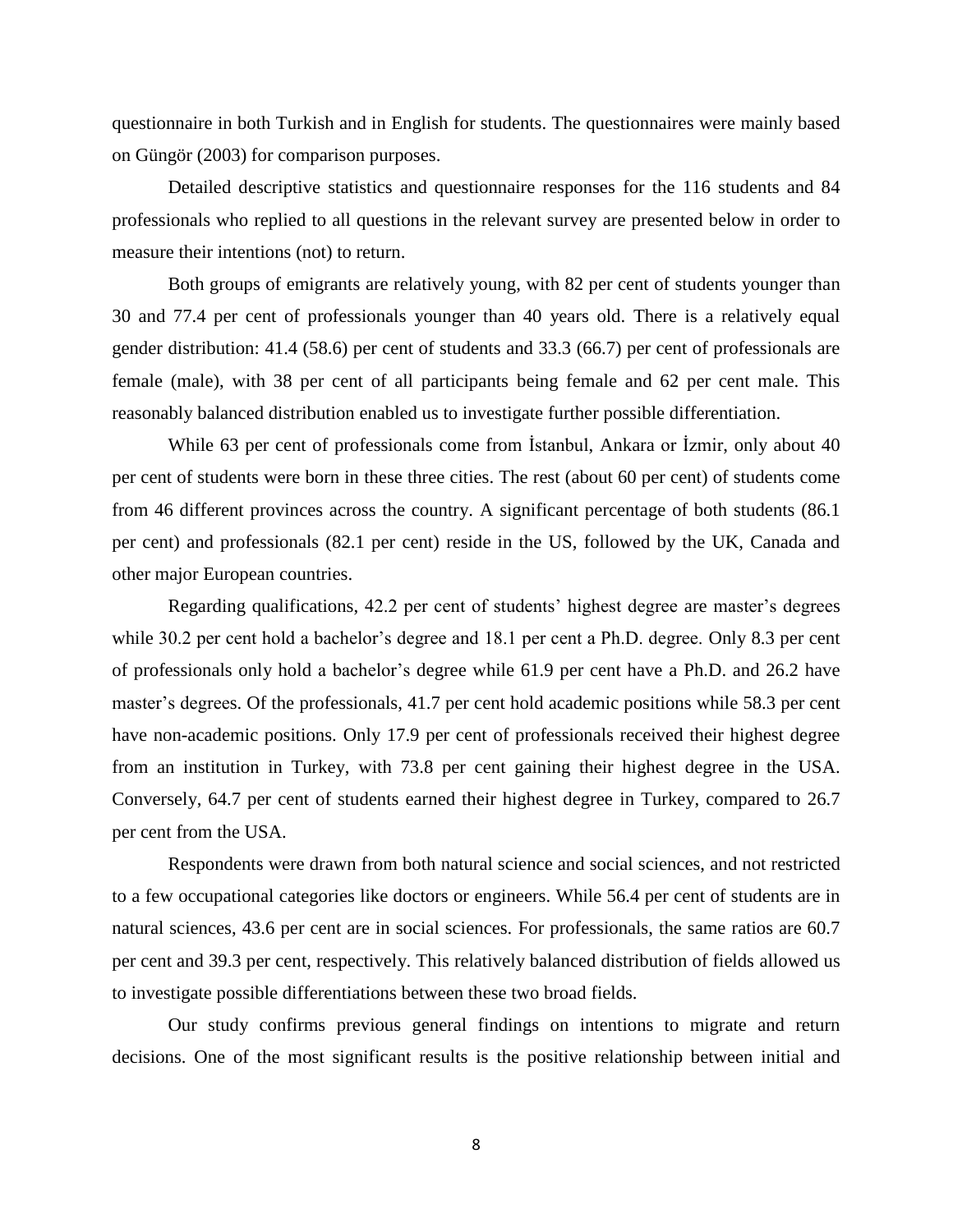questionnaire in both Turkish and in English for students. The questionnaires were mainly based on Güngör (2003) for comparison purposes.

Detailed descriptive statistics and questionnaire responses for the 116 students and 84 professionals who replied to all questions in the relevant survey are presented below in order to measure their intentions (not) to return.

Both groups of emigrants are relatively young, with 82 per cent of students younger than 30 and 77.4 per cent of professionals younger than 40 years old. There is a relatively equal gender distribution: 41.4 (58.6) per cent of students and 33.3 (66.7) per cent of professionals are female (male), with 38 per cent of all participants being female and 62 per cent male. This reasonably balanced distribution enabled us to investigate further possible differentiation.

While 63 per cent of professionals come from İstanbul, Ankara or İzmir, only about 40 per cent of students were born in these three cities. The rest (about 60 per cent) of students come from 46 different provinces across the country. A significant percentage of both students (86.1 per cent) and professionals (82.1 per cent) reside in the US, followed by the UK, Canada and other major European countries.

Regarding qualifications, 42.2 per cent of students' highest degree are master's degrees while 30.2 per cent hold a bachelor's degree and 18.1 per cent a Ph.D. degree. Only 8.3 per cent of professionals only hold a bachelor's degree while 61.9 per cent have a Ph.D. and 26.2 have master's degrees. Of the professionals, 41.7 per cent hold academic positions while 58.3 per cent have non-academic positions. Only 17.9 per cent of professionals received their highest degree from an institution in Turkey, with 73.8 per cent gaining their highest degree in the USA. Conversely, 64.7 per cent of students earned their highest degree in Turkey, compared to 26.7 per cent from the USA.

Respondents were drawn from both natural science and social sciences, and not restricted to a few occupational categories like doctors or engineers. While 56.4 per cent of students are in natural sciences, 43.6 per cent are in social sciences. For professionals, the same ratios are 60.7 per cent and 39.3 per cent, respectively. This relatively balanced distribution of fields allowed us to investigate possible differentiations between these two broad fields.

Our study confirms previous general findings on intentions to migrate and return decisions. One of the most significant results is the positive relationship between initial and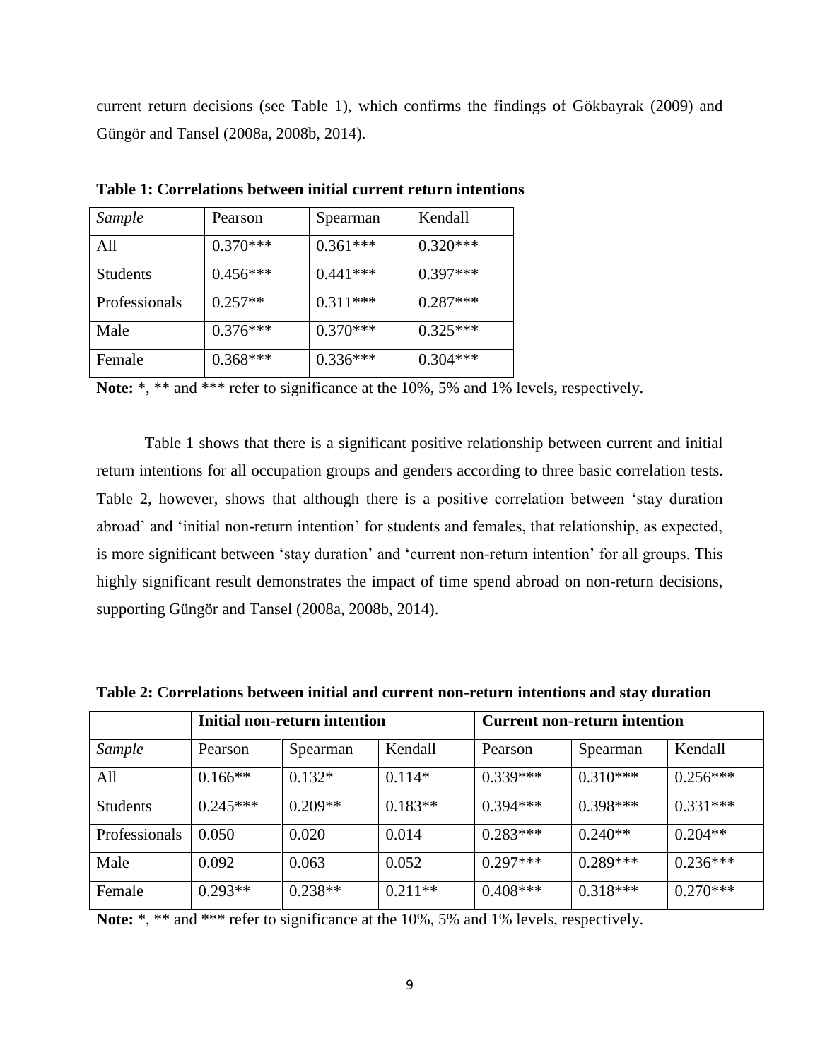current return decisions (see Table 1), which confirms the findings of Gökbayrak (2009) and Güngör and Tansel (2008a, 2008b, 2014).

**Table 1: Correlations between initial current return intentions**

| *Sample* | Pearson | Spearman | Kendall |
|---|---|---|---|
| All | 0.370*** | 0.361*** | 0.320*** |
| Students | 0.456*** | 0.441*** | 0.397*** |
| Professionals | 0.257** | 0.311*** | 0.287*** |
| Male | 0.376*** | 0.370*** | 0.325*** |
| Female | 0.368*** | 0.336*** | 0.304*** |

**Note:** *, ** and *** refer to significance at the 10%, 5% and 1% levels, respectively.

Table 1 shows that there is a significant positive relationship between current and initial return intentions for all occupation groups and genders according to three basic correlation tests. Table 2, however, shows that although there is a positive correlation between 'stay duration abroad' and 'initial non-return intention' for students and females, that relationship, as expected, is more significant between 'stay duration' and 'current non-return intention' for all groups. This highly significant result demonstrates the impact of time spend abroad on non-return decisions, supporting Güngör and Tansel (2008a, 2008b, 2014).

**Table 2: Correlations between initial and current non-return intentions and stay duration**

| | **Initial non-return intention** | | | **Current non-return intention** | | |
|---|---|---|---|---|---|---|
| *Sample* | Pearson | Spearman | Kendall | Pearson | Spearman | Kendall |
| All | 0.166** | 0.132* | 0.114* | 0.339*** | 0.310*** | 0.256*** |
| Students | 0.245*** | 0.209** | 0.183** | 0.394*** | 0.398*** | 0.331*** |
| Professionals | 0.050 | 0.020 | 0.014 | 0.283*** | 0.240** | 0.204** |
| Male | 0.092 | 0.063 | 0.052 | 0.297*** | 0.289*** | 0.236*** |
| Female | 0.293** | 0.238** | 0.211** | 0.408*** | 0.318*** | 0.270*** |

**Note:** *, ** and *** refer to significance at the 10%, 5% and 1% levels, respectively.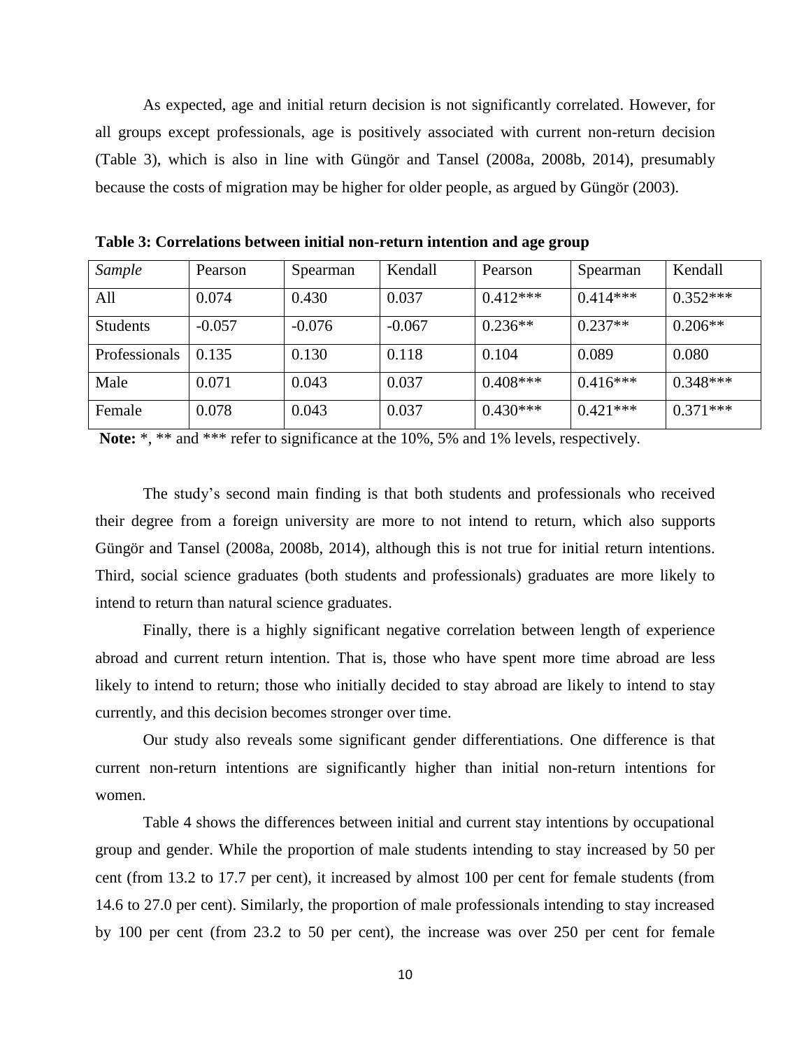As expected, age and initial return decision is not significantly correlated. However, for all groups except professionals, age is positively associated with current non-return decision (Table 3), which is also in line with Güngör and Tansel (2008a, 2008b, 2014), presumably because the costs of migration may be higher for older people, as argued by Güngör (2003).

**Table 3: Correlations between initial non-return intention and age group**

| *Sample* | Pearson | Spearman | Kendall | Pearson | Spearman | Kendall |
|---|---|---|---|---|---|---|
| All | 0.074 | 0.430 | 0.037 | 0.412*** | 0.414*** | 0.352*** |
| Students | -0.057 | -0.076 | -0.067 | 0.236** | 0.237** | 0.206** |
| Professionals | 0.135 | 0.130 | 0.118 | 0.104 | 0.089 | 0.080 |
| Male | 0.071 | 0.043 | 0.037 | 0.408*** | 0.416*** | 0.348*** |
| Female | 0.078 | 0.043 | 0.037 | 0.430*** | 0.421*** | 0.371*** |

**Note:** *, ** and *** refer to significance at the 10%, 5% and 1% levels, respectively.

The study's second main finding is that both students and professionals who received their degree from a foreign university are more to not intend to return, which also supports Güngör and Tansel (2008a, 2008b, 2014), although this is not true for initial return intentions. Third, social science graduates (both students and professionals) graduates are more likely to intend to return than natural science graduates.

Finally, there is a highly significant negative correlation between length of experience abroad and current return intention. That is, those who have spent more time abroad are less likely to intend to return; those who initially decided to stay abroad are likely to intend to stay currently, and this decision becomes stronger over time.

Our study also reveals some significant gender differentiations. One difference is that current non-return intentions are significantly higher than initial non-return intentions for women.

Table 4 shows the differences between initial and current stay intentions by occupational group and gender. While the proportion of male students intending to stay increased by 50 per cent (from 13.2 to 17.7 per cent), it increased by almost 100 per cent for female students (from 14.6 to 27.0 per cent). Similarly, the proportion of male professionals intending to stay increased by 100 per cent (from 23.2 to 50 per cent), the increase was over 250 per cent for female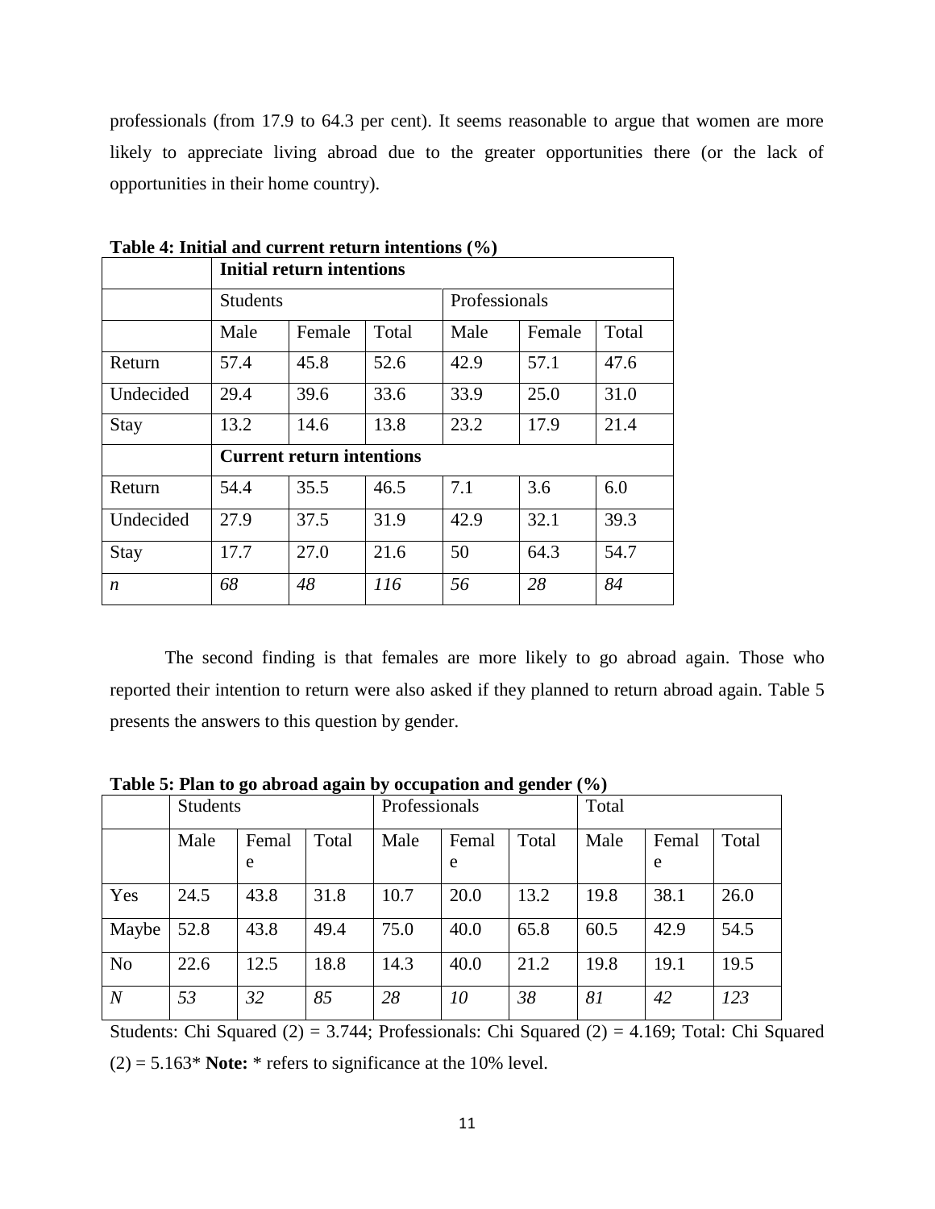professionals (from 17.9 to 64.3 per cent). It seems reasonable to argue that women are more likely to appreciate living abroad due to the greater opportunities there (or the lack of opportunities in their home country).

**Table 4: Initial and current return intentions (%)**

| | **Initial return intentions** | | | | | |
|---|---|---|---|---|---|---|
| | Students | | | Professionals | | |
| | Male | Female | Total | Male | Female | Total |
| Return | 57.4 | 45.8 | 52.6 | 42.9 | 57.1 | 47.6 |
| Undecided | 29.4 | 39.6 | 33.6 | 33.9 | 25.0 | 31.0 |
| Stay | 13.2 | 14.6 | 13.8 | 23.2 | 17.9 | 21.4 |
| | **Current return intentions** | | | | | |
| Return | 54.4 | 35.5 | 46.5 | 7.1 | 3.6 | 6.0 |
| Undecided | 27.9 | 37.5 | 31.9 | 42.9 | 32.1 | 39.3 |
| Stay | 17.7 | 27.0 | 21.6 | 50 | 64.3 | 54.7 |
| *n* | *68* | *48* | *116* | *56* | *28* | *84* |

The second finding is that females are more likely to go abroad again. Those who reported their intention to return were also asked if they planned to return abroad again. Table 5 presents the answers to this question by gender.

**Table 5: Plan to go abroad again by occupation and gender (%)**

| | Students | | | Professionals | | | Total | | |
|---|---|---|---|---|---|---|---|---|---|
| | Male | Female | Total | Male | Female | Total | Male | Female | Total |
| Yes | 24.5 | 43.8 | 31.8 | 10.7 | 20.0 | 13.2 | 19.8 | 38.1 | 26.0 |
| Maybe | 52.8 | 43.8 | 49.4 | 75.0 | 40.0 | 65.8 | 60.5 | 42.9 | 54.5 |
| No | 22.6 | 12.5 | 18.8 | 14.3 | 40.0 | 21.2 | 19.8 | 19.1 | 19.5 |
| *N* | *53* | *32* | *85* | *28* | *10* | *38* | *81* | *42* | *123* |

Students: Chi Squared (2) = 3.744; Professionals: Chi Squared (2) = 4.169; Total: Chi Squared (2) = 5.163* **Note:** * refers to significance at the 10% level.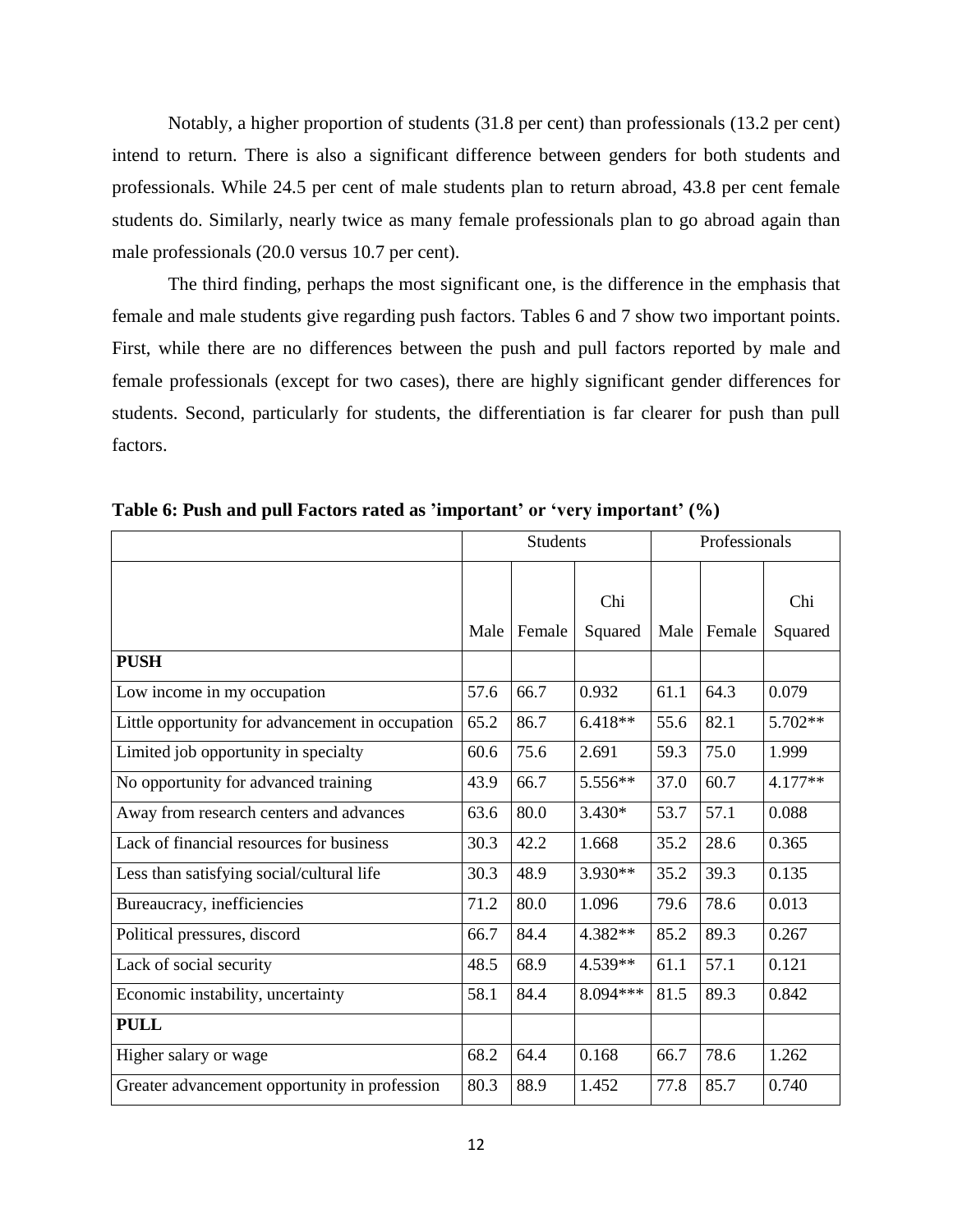Notably, a higher proportion of students (31.8 per cent) than professionals (13.2 per cent) intend to return. There is also a significant difference between genders for both students and professionals. While 24.5 per cent of male students plan to return abroad, 43.8 per cent female students do. Similarly, nearly twice as many female professionals plan to go abroad again than male professionals (20.0 versus 10.7 per cent).

The third finding, perhaps the most significant one, is the difference in the emphasis that female and male students give regarding push factors. Tables 6 and 7 show two important points. First, while there are no differences between the push and pull factors reported by male and female professionals (except for two cases), there are highly significant gender differences for students. Second, particularly for students, the differentiation is far clearer for push than pull factors.

**Table 6: Push and pull Factors rated as 'important' or 'very important' (%)**

| | Students | | | Professionals | | |
|---|---|---|---|---|---|---|
| | Male | Female | Chi Squared | Male | Female | Chi Squared |
| **PUSH** | | | | | | |
| Low income in my occupation | 57.6 | 66.7 | 0.932 | 61.1 | 64.3 | 0.079 |
| Little opportunity for advancement in occupation | 65.2 | 86.7 | 6.418** | 55.6 | 82.1 | 5.702** |
| Limited job opportunity in specialty | 60.6 | 75.6 | 2.691 | 59.3 | 75.0 | 1.999 |
| No opportunity for advanced training | 43.9 | 66.7 | 5.556** | 37.0 | 60.7 | 4.177** |
| Away from research centers and advances | 63.6 | 80.0 | 3.430* | 53.7 | 57.1 | 0.088 |
| Lack of financial resources for business | 30.3 | 42.2 | 1.668 | 35.2 | 28.6 | 0.365 |
| Less than satisfying social/cultural life | 30.3 | 48.9 | 3.930** | 35.2 | 39.3 | 0.135 |
| Bureaucracy, inefficiencies | 71.2 | 80.0 | 1.096 | 79.6 | 78.6 | 0.013 |
| Political pressures, discord | 66.7 | 84.4 | 4.382** | 85.2 | 89.3 | 0.267 |
| Lack of social security | 48.5 | 68.9 | 4.539** | 61.1 | 57.1 | 0.121 |
| Economic instability, uncertainty | 58.1 | 84.4 | 8.094*** | 81.5 | 89.3 | 0.842 |
| **PULL** | | | | | | |
| Higher salary or wage | 68.2 | 64.4 | 0.168 | 66.7 | 78.6 | 1.262 |
| Greater advancement opportunity in profession | 80.3 | 88.9 | 1.452 | 77.8 | 85.7 | 0.740 |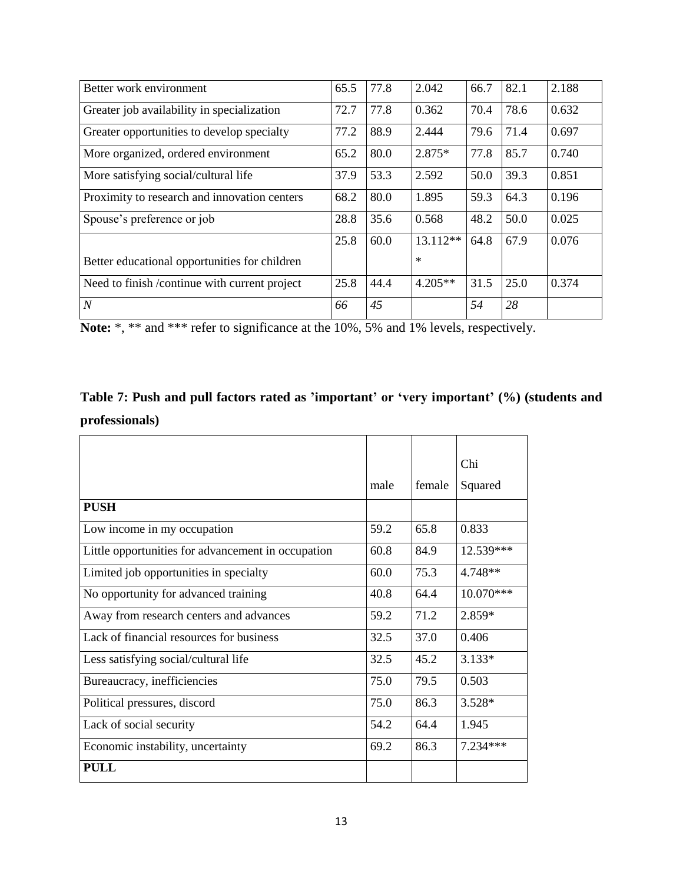| Better work environment | 65.5 | 77.8 | 2.042 | 66.7 | 82.1 | 2.188 |
|---|---|---|---|---|---|---|
| Greater job availability in specialization | 72.7 | 77.8 | 0.362 | 70.4 | 78.6 | 0.632 |
| Greater opportunities to develop specialty | 77.2 | 88.9 | 2.444 | 79.6 | 71.4 | 0.697 |
| More organized, ordered environment | 65.2 | 80.0 | 2.875* | 77.8 | 85.7 | 0.740 |
| More satisfying social/cultural life | 37.9 | 53.3 | 2.592 | 50.0 | 39.3 | 0.851 |
| Proximity to research and innovation centers | 68.2 | 80.0 | 1.895 | 59.3 | 64.3 | 0.196 |
| Spouse's preference or job | 28.8 | 35.6 | 0.568 | 48.2 | 50.0 | 0.025 |
| Better educational opportunities for children | 25.8 | 60.0 | 13.112*** | 64.8 | 67.9 | 0.076 |
| Need to finish /continue with current project | 25.8 | 44.4 | 4.205** | 31.5 | 25.0 | 0.374 |
| *N* | *66* | *45* | | *54* | *28* | |

**Note:** *, ** and *** refer to significance at the 10%, 5% and 1% levels, respectively.

**Table 7: Push and pull factors rated as 'important' or 'very important' (%) (students and professionals)**

| | male | female | Chi Squared |
|---|---|---|---|
| **PUSH** | | | |
| Low income in my occupation | 59.2 | 65.8 | 0.833 |
| Little opportunities for advancement in occupation | 60.8 | 84.9 | 12.539*** |
| Limited job opportunities in specialty | 60.0 | 75.3 | 4.748** |
| No opportunity for advanced training | 40.8 | 64.4 | 10.070*** |
| Away from research centers and advances | 59.2 | 71.2 | 2.859* |
| Lack of financial resources for business | 32.5 | 37.0 | 0.406 |
| Less satisfying social/cultural life | 32.5 | 45.2 | 3.133* |
| Bureaucracy, inefficiencies | 75.0 | 79.5 | 0.503 |
| Political pressures, discord | 75.0 | 86.3 | 3.528* |
| Lack of social security | 54.2 | 64.4 | 1.945 |
| Economic instability, uncertainty | 69.2 | 86.3 | 7.234*** |
| **PULL** | | | |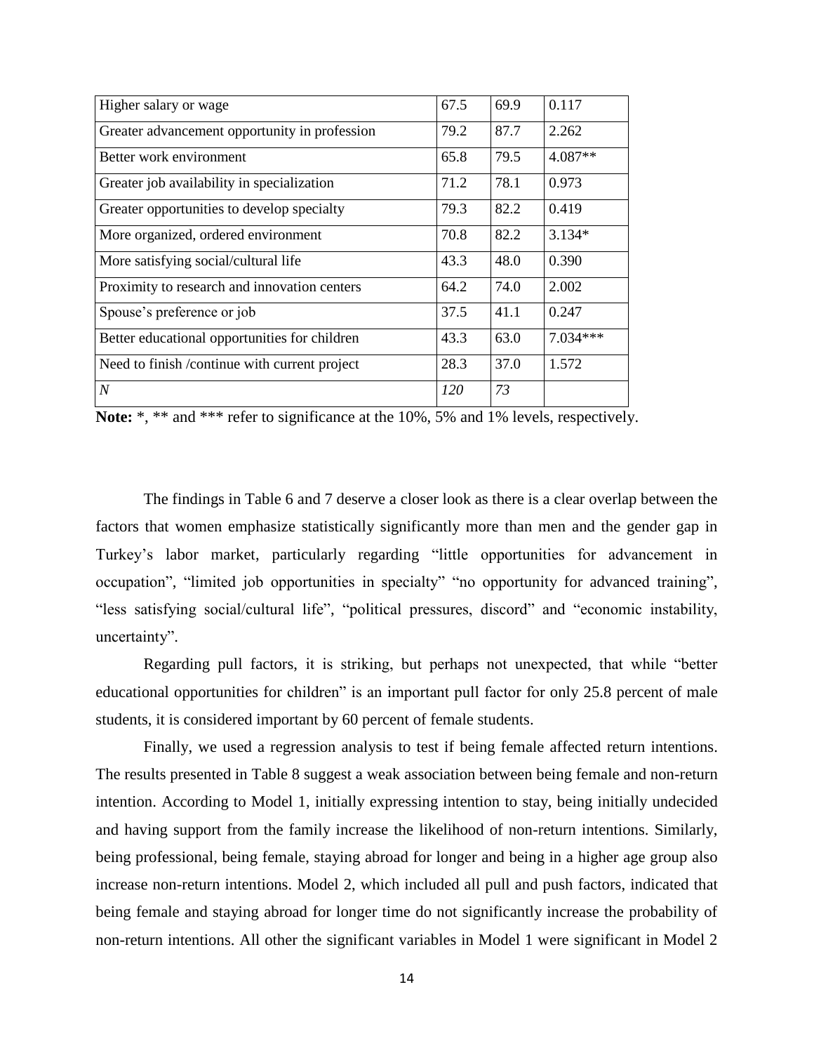| | | | |
|---|---|---|---|
| Higher salary or wage | 67.5 | 69.9 | 0.117 |
| Greater advancement opportunity in profession | 79.2 | 87.7 | 2.262 |
| Better work environment | 65.8 | 79.5 | 4.087** |
| Greater job availability in specialization | 71.2 | 78.1 | 0.973 |
| Greater opportunities to develop specialty | 79.3 | 82.2 | 0.419 |
| More organized, ordered environment | 70.8 | 82.2 | 3.134* |
| More satisfying social/cultural life | 43.3 | 48.0 | 0.390 |
| Proximity to research and innovation centers | 64.2 | 74.0 | 2.002 |
| Spouse's preference or job | 37.5 | 41.1 | 0.247 |
| Better educational opportunities for children | 43.3 | 63.0 | 7.034*** |
| Need to finish /continue with current project | 28.3 | 37.0 | 1.572 |
| *N* | *120* | *73* | |

**Note:** *, ** and *** refer to significance at the 10%, 5% and 1% levels, respectively.

The findings in Table 6 and 7 deserve a closer look as there is a clear overlap between the factors that women emphasize statistically significantly more than men and the gender gap in Turkey's labor market, particularly regarding "little opportunities for advancement in occupation", "limited job opportunities in specialty" "no opportunity for advanced training", "less satisfying social/cultural life", "political pressures, discord" and "economic instability, uncertainty".

Regarding pull factors, it is striking, but perhaps not unexpected, that while "better educational opportunities for children" is an important pull factor for only 25.8 percent of male students, it is considered important by 60 percent of female students.

Finally, we used a regression analysis to test if being female affected return intentions. The results presented in Table 8 suggest a weak association between being female and non-return intention. According to Model 1, initially expressing intention to stay, being initially undecided and having support from the family increase the likelihood of non-return intentions. Similarly, being professional, being female, staying abroad for longer and being in a higher age group also increase non-return intentions. Model 2, which included all pull and push factors, indicated that being female and staying abroad for longer time do not significantly increase the probability of non-return intentions. All other the significant variables in Model 1 were significant in Model 2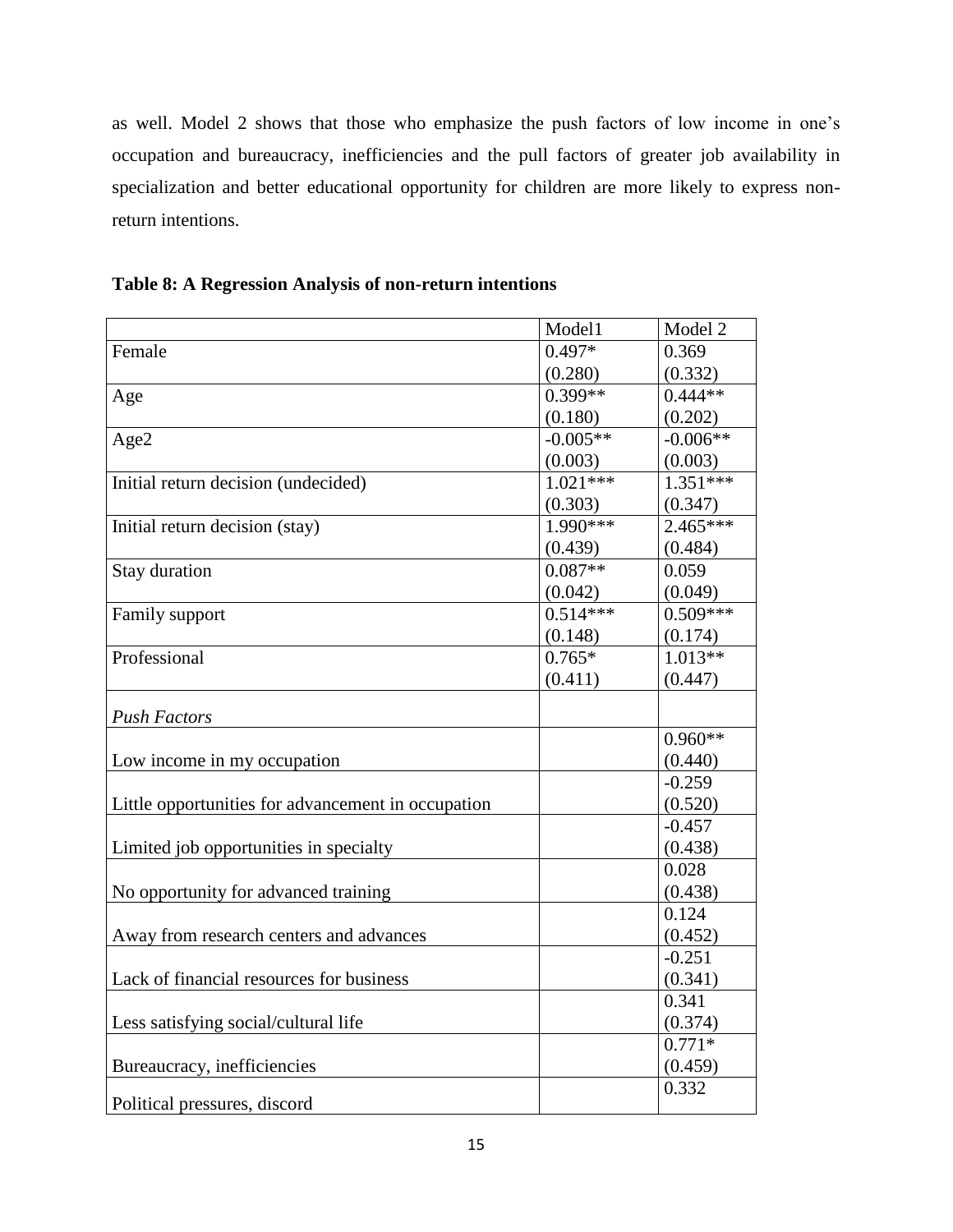as well. Model 2 shows that those who emphasize the push factors of low income in one's occupation and bureaucracy, inefficiencies and the pull factors of greater job availability in specialization and better educational opportunity for children are more likely to express non-return intentions.

**Table 8: A Regression Analysis of non-return intentions**

| | Model1 | Model 2 |
|---|---|---|
| Female | 0.497* | 0.369 |
| | (0.280) | (0.332) |
| Age | 0.399** | 0.444** |
| | (0.180) | (0.202) |
| Age2 | -0.005** | -0.006** |
| | (0.003) | (0.003) |
| Initial return decision (undecided) | 1.021*** | 1.351*** |
| | (0.303) | (0.347) |
| Initial return decision (stay) | 1.990*** | 2.465*** |
| | (0.439) | (0.484) |
| Stay duration | 0.087** | 0.059 |
| | (0.042) | (0.049) |
| Family support | 0.514*** | 0.509*** |
| | (0.148) | (0.174) |
| Professional | 0.765* | 1.013** |
| | (0.411) | (0.447) |
| *Push Factors* | | |
| Low income in my occupation | | 0.960** |
| | | (0.440) |
| Little opportunities for advancement in occupation | | -0.259 |
| | | (0.520) |
| Limited job opportunities in specialty | | -0.457 |
| | | (0.438) |
| No opportunity for advanced training | | 0.028 |
| | | (0.438) |
| Away from research centers and advances | | 0.124 |
| | | (0.452) |
| Lack of financial resources for business | | -0.251 |
| | | (0.341) |
| Less satisfying social/cultural life | | 0.341 |
| | | (0.374) |
| Bureaucracy, inefficiencies | | 0.771* |
| | | (0.459) |
| Political pressures, discord | | 0.332 |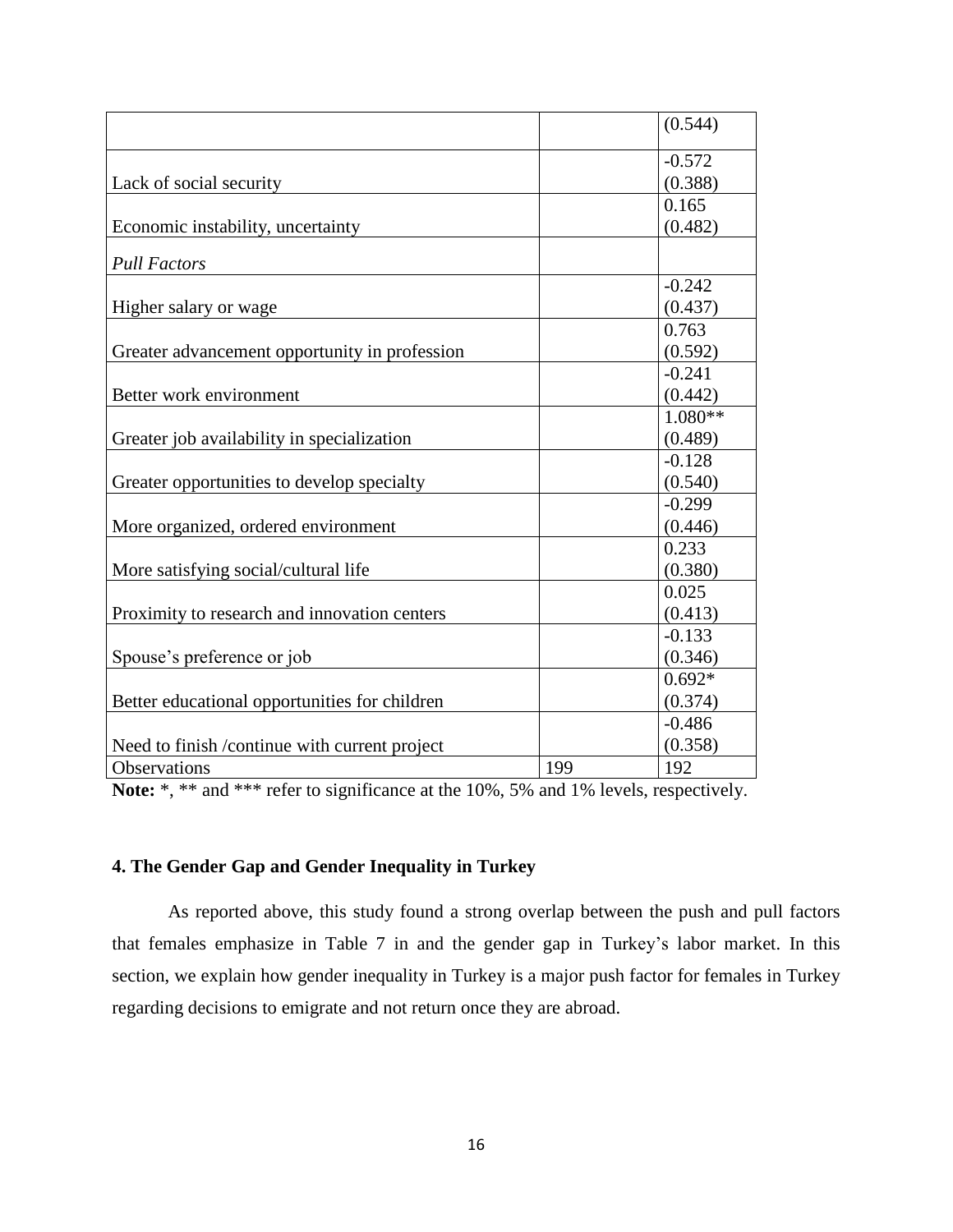| | | |
|---|---|---|
| | | (0.544) |
| Lack of social security | | -0.572<br>(0.388) |
| Economic instability, uncertainty | | 0.165<br>(0.482) |
| *Pull Factors* | | |
| Higher salary or wage | | -0.242<br>(0.437) |
| Greater advancement opportunity in profession | | 0.763<br>(0.592) |
| Better work environment | | -0.241<br>(0.442) |
| Greater job availability in specialization | | 1.080**<br>(0.489) |
| Greater opportunities to develop specialty | | -0.128<br>(0.540) |
| More organized, ordered environment | | -0.299<br>(0.446) |
| More satisfying social/cultural life | | 0.233<br>(0.380) |
| Proximity to research and innovation centers | | 0.025<br>(0.413) |
| Spouse's preference or job | | -0.133<br>(0.346) |
| Better educational opportunities for children | | 0.692*<br>(0.374) |
| Need to finish /continue with current project | | -0.486<br>(0.358) |
| Observations | 199 | 192 |

**Note:** *, ** and *** refer to significance at the 10%, 5% and 1% levels, respectively.

## 4. The Gender Gap and Gender Inequality in Turkey

As reported above, this study found a strong overlap between the push and pull factors that females emphasize in Table 7 in and the gender gap in Turkey's labor market. In this section, we explain how gender inequality in Turkey is a major push factor for females in Turkey regarding decisions to emigrate and not return once they are abroad.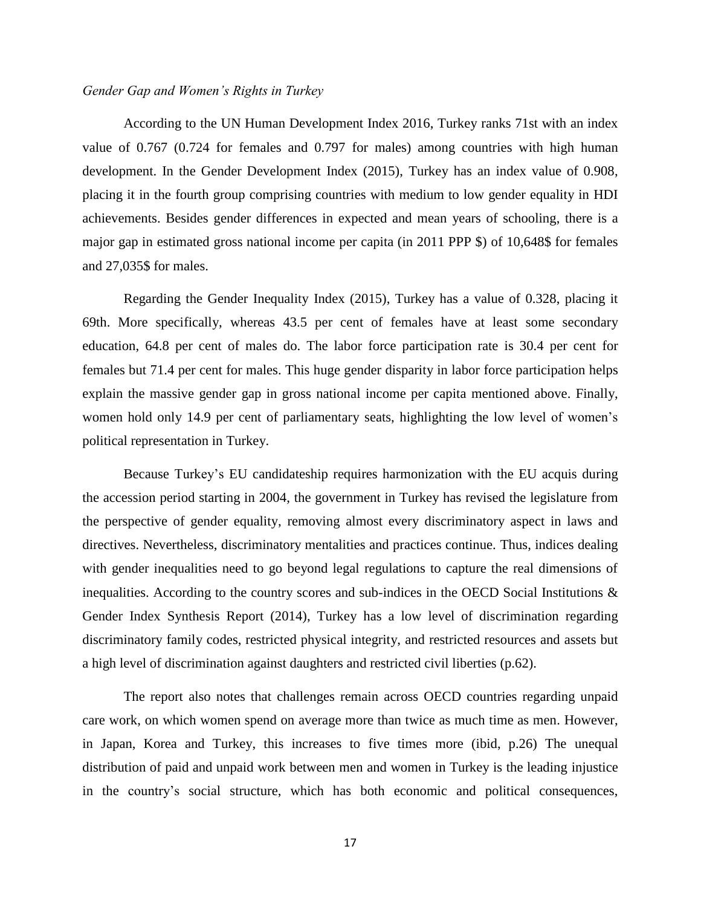*Gender Gap and Women's Rights in Turkey*

According to the UN Human Development Index 2016, Turkey ranks 71st with an index value of 0.767 (0.724 for females and 0.797 for males) among countries with high human development. In the Gender Development Index (2015), Turkey has an index value of 0.908, placing it in the fourth group comprising countries with medium to low gender equality in HDI achievements. Besides gender differences in expected and mean years of schooling, there is a major gap in estimated gross national income per capita (in 2011 PPP $) of 10,648$ for females and 27,035$ for males.

Regarding the Gender Inequality Index (2015), Turkey has a value of 0.328, placing it 69th. More specifically, whereas 43.5 per cent of females have at least some secondary education, 64.8 per cent of males do. The labor force participation rate is 30.4 per cent for females but 71.4 per cent for males. This huge gender disparity in labor force participation helps explain the massive gender gap in gross national income per capita mentioned above. Finally, women hold only 14.9 per cent of parliamentary seats, highlighting the low level of women's political representation in Turkey.

Because Turkey's EU candidateship requires harmonization with the EU acquis during the accession period starting in 2004, the government in Turkey has revised the legislature from the perspective of gender equality, removing almost every discriminatory aspect in laws and directives. Nevertheless, discriminatory mentalities and practices continue. Thus, indices dealing with gender inequalities need to go beyond legal regulations to capture the real dimensions of inequalities. According to the country scores and sub-indices in the OECD Social Institutions & Gender Index Synthesis Report (2014), Turkey has a low level of discrimination regarding discriminatory family codes, restricted physical integrity, and restricted resources and assets but a high level of discrimination against daughters and restricted civil liberties (p.62).

The report also notes that challenges remain across OECD countries regarding unpaid care work, on which women spend on average more than twice as much time as men. However, in Japan, Korea and Turkey, this increases to five times more (ibid, p.26) The unequal distribution of paid and unpaid work between men and women in Turkey is the leading injustice in the country's social structure, which has both economic and political consequences,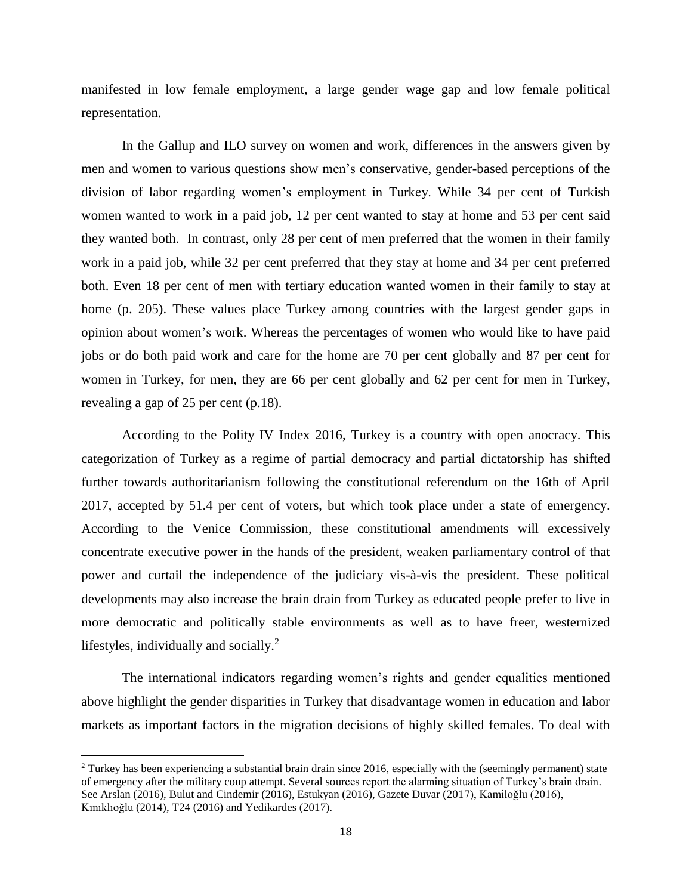manifested in low female employment, a large gender wage gap and low female political representation.

In the Gallup and ILO survey on women and work, differences in the answers given by men and women to various questions show men's conservative, gender-based perceptions of the division of labor regarding women's employment in Turkey. While 34 per cent of Turkish women wanted to work in a paid job, 12 per cent wanted to stay at home and 53 per cent said they wanted both. In contrast, only 28 per cent of men preferred that the women in their family work in a paid job, while 32 per cent preferred that they stay at home and 34 per cent preferred both. Even 18 per cent of men with tertiary education wanted women in their family to stay at home (p. 205). These values place Turkey among countries with the largest gender gaps in opinion about women's work. Whereas the percentages of women who would like to have paid jobs or do both paid work and care for the home are 70 per cent globally and 87 per cent for women in Turkey, for men, they are 66 per cent globally and 62 per cent for men in Turkey, revealing a gap of 25 per cent (p.18).

According to the Polity IV Index 2016, Turkey is a country with open anocracy. This categorization of Turkey as a regime of partial democracy and partial dictatorship has shifted further towards authoritarianism following the constitutional referendum on the 16th of April 2017, accepted by 51.4 per cent of voters, but which took place under a state of emergency. According to the Venice Commission, these constitutional amendments will excessively concentrate executive power in the hands of the president, weaken parliamentary control of that power and curtail the independence of the judiciary vis-à-vis the president. These political developments may also increase the brain drain from Turkey as educated people prefer to live in more democratic and politically stable environments as well as to have freer, westernized lifestyles, individually and socially.[2]

The international indicators regarding women's rights and gender equalities mentioned above highlight the gender disparities in Turkey that disadvantage women in education and labor markets as important factors in the migration decisions of highly skilled females. To deal with

[2] Turkey has been experiencing a substantial brain drain since 2016, especially with the (seemingly permanent) state of emergency after the military coup attempt. Several sources report the alarming situation of Turkey's brain drain. See Arslan (2016), Bulut and Cindemir (2016), Estukyan (2016), Gazete Duvar (2017), Kamiloğlu (2016), Kınıklıoğlu (2014), T24 (2016) and Yedikardes (2017).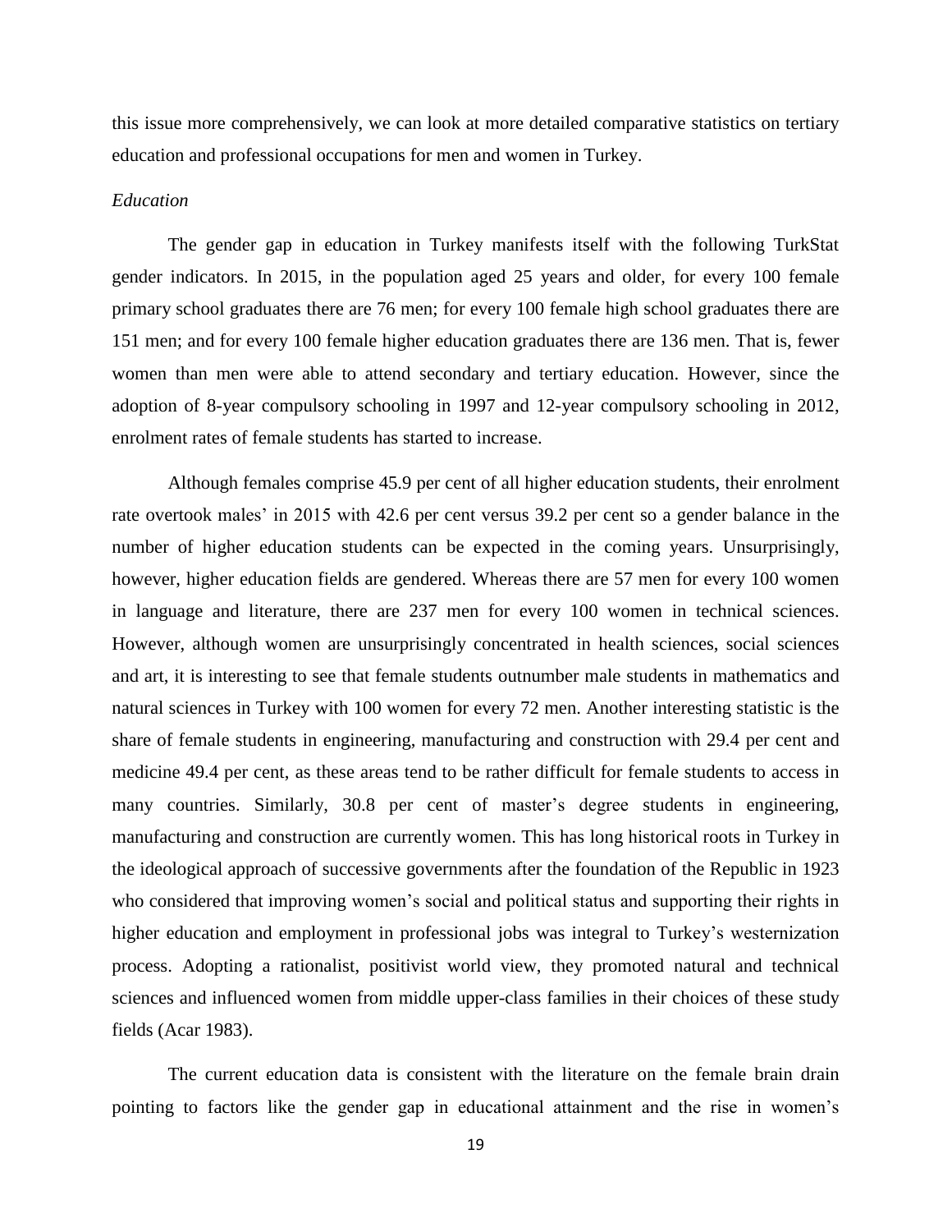this issue more comprehensively, we can look at more detailed comparative statistics on tertiary education and professional occupations for men and women in Turkey.

*Education*

The gender gap in education in Turkey manifests itself with the following TurkStat gender indicators. In 2015, in the population aged 25 years and older, for every 100 female primary school graduates there are 76 men; for every 100 female high school graduates there are 151 men; and for every 100 female higher education graduates there are 136 men. That is, fewer women than men were able to attend secondary and tertiary education. However, since the adoption of 8-year compulsory schooling in 1997 and 12-year compulsory schooling in 2012, enrolment rates of female students has started to increase.

Although females comprise 45.9 per cent of all higher education students, their enrolment rate overtook males' in 2015 with 42.6 per cent versus 39.2 per cent so a gender balance in the number of higher education students can be expected in the coming years. Unsurprisingly, however, higher education fields are gendered. Whereas there are 57 men for every 100 women in language and literature, there are 237 men for every 100 women in technical sciences. However, although women are unsurprisingly concentrated in health sciences, social sciences and art, it is interesting to see that female students outnumber male students in mathematics and natural sciences in Turkey with 100 women for every 72 men. Another interesting statistic is the share of female students in engineering, manufacturing and construction with 29.4 per cent and medicine 49.4 per cent, as these areas tend to be rather difficult for female students to access in many countries. Similarly, 30.8 per cent of master's degree students in engineering, manufacturing and construction are currently women. This has long historical roots in Turkey in the ideological approach of successive governments after the foundation of the Republic in 1923 who considered that improving women's social and political status and supporting their rights in higher education and employment in professional jobs was integral to Turkey's westernization process. Adopting a rationalist, positivist world view, they promoted natural and technical sciences and influenced women from middle upper-class families in their choices of these study fields (Acar 1983).

The current education data is consistent with the literature on the female brain drain pointing to factors like the gender gap in educational attainment and the rise in women's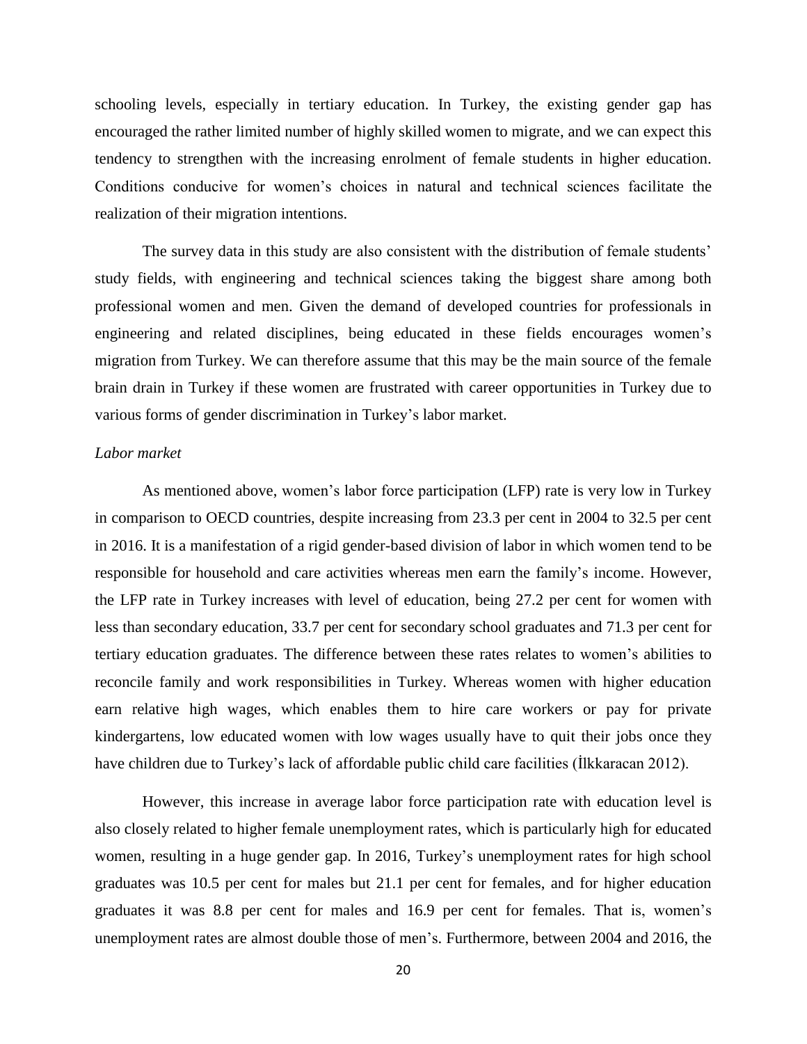schooling levels, especially in tertiary education. In Turkey, the existing gender gap has encouraged the rather limited number of highly skilled women to migrate, and we can expect this tendency to strengthen with the increasing enrolment of female students in higher education. Conditions conducive for women's choices in natural and technical sciences facilitate the realization of their migration intentions.

The survey data in this study are also consistent with the distribution of female students' study fields, with engineering and technical sciences taking the biggest share among both professional women and men. Given the demand of developed countries for professionals in engineering and related disciplines, being educated in these fields encourages women's migration from Turkey. We can therefore assume that this may be the main source of the female brain drain in Turkey if these women are frustrated with career opportunities in Turkey due to various forms of gender discrimination in Turkey's labor market.

*Labor market*

As mentioned above, women's labor force participation (LFP) rate is very low in Turkey in comparison to OECD countries, despite increasing from 23.3 per cent in 2004 to 32.5 per cent in 2016. It is a manifestation of a rigid gender-based division of labor in which women tend to be responsible for household and care activities whereas men earn the family's income. However, the LFP rate in Turkey increases with level of education, being 27.2 per cent for women with less than secondary education, 33.7 per cent for secondary school graduates and 71.3 per cent for tertiary education graduates. The difference between these rates relates to women's abilities to reconcile family and work responsibilities in Turkey. Whereas women with higher education earn relative high wages, which enables them to hire care workers or pay for private kindergartens, low educated women with low wages usually have to quit their jobs once they have children due to Turkey's lack of affordable public child care facilities (İlkkaracan 2012).

However, this increase in average labor force participation rate with education level is also closely related to higher female unemployment rates, which is particularly high for educated women, resulting in a huge gender gap. In 2016, Turkey's unemployment rates for high school graduates was 10.5 per cent for males but 21.1 per cent for females, and for higher education graduates it was 8.8 per cent for males and 16.9 per cent for females. That is, women's unemployment rates are almost double those of men's. Furthermore, between 2004 and 2016, the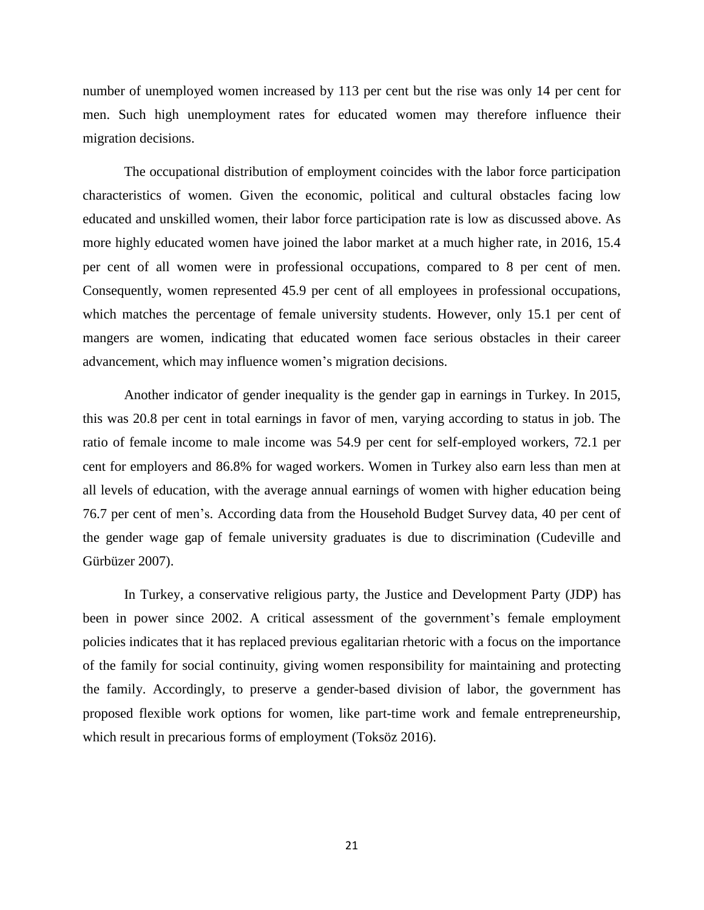number of unemployed women increased by 113 per cent but the rise was only 14 per cent for men. Such high unemployment rates for educated women may therefore influence their migration decisions.

The occupational distribution of employment coincides with the labor force participation characteristics of women. Given the economic, political and cultural obstacles facing low educated and unskilled women, their labor force participation rate is low as discussed above. As more highly educated women have joined the labor market at a much higher rate, in 2016, 15.4 per cent of all women were in professional occupations, compared to 8 per cent of men. Consequently, women represented 45.9 per cent of all employees in professional occupations, which matches the percentage of female university students. However, only 15.1 per cent of mangers are women, indicating that educated women face serious obstacles in their career advancement, which may influence women's migration decisions.

Another indicator of gender inequality is the gender gap in earnings in Turkey. In 2015, this was 20.8 per cent in total earnings in favor of men, varying according to status in job. The ratio of female income to male income was 54.9 per cent for self-employed workers, 72.1 per cent for employers and 86.8% for waged workers. Women in Turkey also earn less than men at all levels of education, with the average annual earnings of women with higher education being 76.7 per cent of men's. According data from the Household Budget Survey data, 40 per cent of the gender wage gap of female university graduates is due to discrimination (Cudeville and Gürbüzer 2007).

In Turkey, a conservative religious party, the Justice and Development Party (JDP) has been in power since 2002. A critical assessment of the government's female employment policies indicates that it has replaced previous egalitarian rhetoric with a focus on the importance of the family for social continuity, giving women responsibility for maintaining and protecting the family. Accordingly, to preserve a gender-based division of labor, the government has proposed flexible work options for women, like part-time work and female entrepreneurship, which result in precarious forms of employment (Toksöz 2016).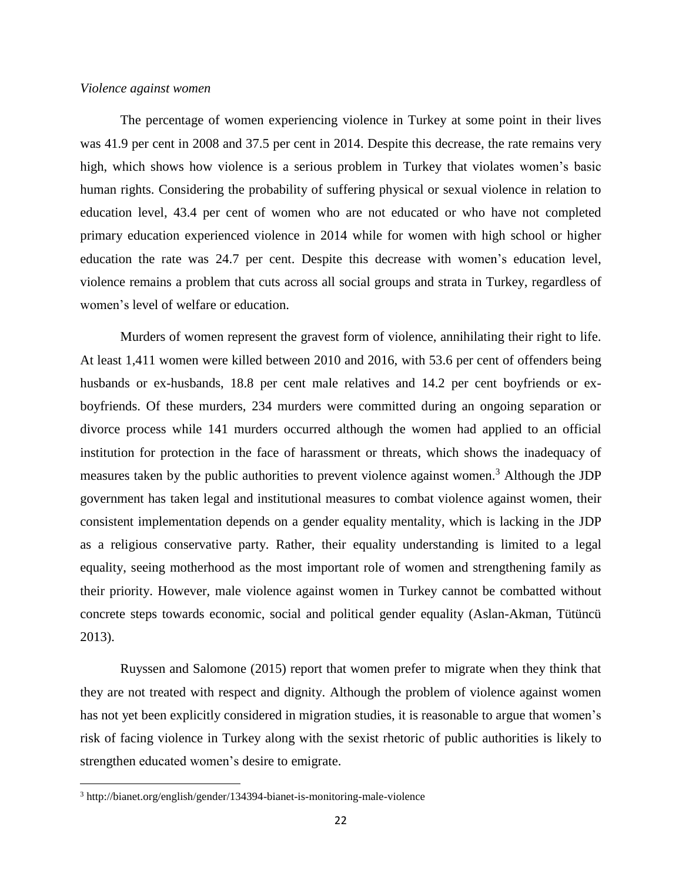*Violence against women*

The percentage of women experiencing violence in Turkey at some point in their lives was 41.9 per cent in 2008 and 37.5 per cent in 2014. Despite this decrease, the rate remains very high, which shows how violence is a serious problem in Turkey that violates women's basic human rights. Considering the probability of suffering physical or sexual violence in relation to education level, 43.4 per cent of women who are not educated or who have not completed primary education experienced violence in 2014 while for women with high school or higher education the rate was 24.7 per cent. Despite this decrease with women's education level, violence remains a problem that cuts across all social groups and strata in Turkey, regardless of women's level of welfare or education.

Murders of women represent the gravest form of violence, annihilating their right to life. At least 1,411 women were killed between 2010 and 2016, with 53.6 per cent of offenders being husbands or ex-husbands, 18.8 per cent male relatives and 14.2 per cent boyfriends or ex-boyfriends. Of these murders, 234 murders were committed during an ongoing separation or divorce process while 141 murders occurred although the women had applied to an official institution for protection in the face of harassment or threats, which shows the inadequacy of measures taken by the public authorities to prevent violence against women.[3] Although the JDP government has taken legal and institutional measures to combat violence against women, their consistent implementation depends on a gender equality mentality, which is lacking in the JDP as a religious conservative party. Rather, their equality understanding is limited to a legal equality, seeing motherhood as the most important role of women and strengthening family as their priority. However, male violence against women in Turkey cannot be combatted without concrete steps towards economic, social and political gender equality (Aslan-Akman, Tütüncü 2013).

Ruyssen and Salomone (2015) report that women prefer to migrate when they think that they are not treated with respect and dignity. Although the problem of violence against women has not yet been explicitly considered in migration studies, it is reasonable to argue that women's risk of facing violence in Turkey along with the sexist rhetoric of public authorities is likely to strengthen educated women's desire to emigrate.

---

[3] http://bianet.org/english/gender/134394-bianet-is-monitoring-male-violence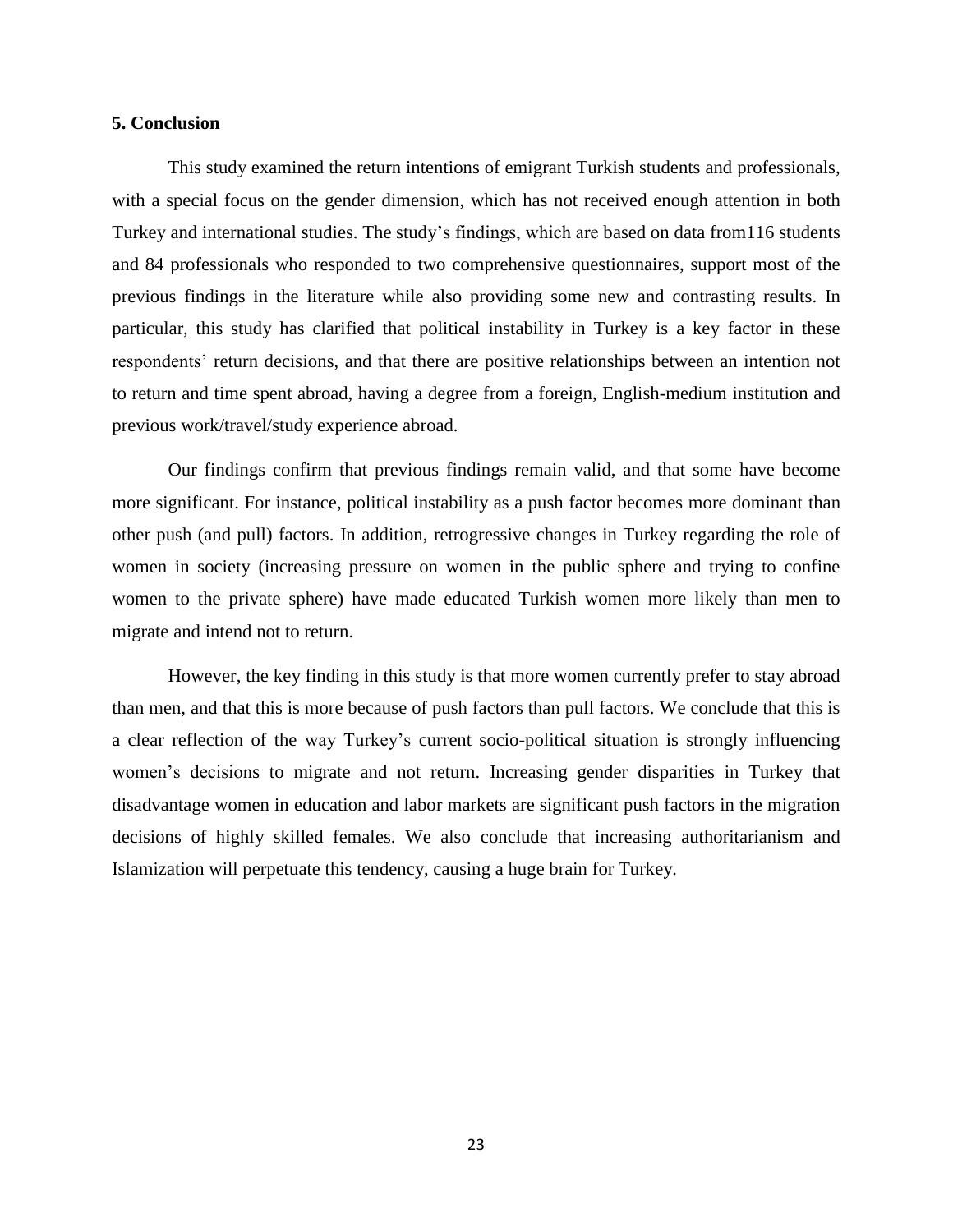## 5. Conclusion

This study examined the return intentions of emigrant Turkish students and professionals, with a special focus on the gender dimension, which has not received enough attention in both Turkey and international studies. The study's findings, which are based on data from116 students and 84 professionals who responded to two comprehensive questionnaires, support most of the previous findings in the literature while also providing some new and contrasting results. In particular, this study has clarified that political instability in Turkey is a key factor in these respondents' return decisions, and that there are positive relationships between an intention not to return and time spent abroad, having a degree from a foreign, English-medium institution and previous work/travel/study experience abroad.

Our findings confirm that previous findings remain valid, and that some have become more significant. For instance, political instability as a push factor becomes more dominant than other push (and pull) factors. In addition, retrogressive changes in Turkey regarding the role of women in society (increasing pressure on women in the public sphere and trying to confine women to the private sphere) have made educated Turkish women more likely than men to migrate and intend not to return.

However, the key finding in this study is that more women currently prefer to stay abroad than men, and that this is more because of push factors than pull factors. We conclude that this is a clear reflection of the way Turkey's current socio-political situation is strongly influencing women's decisions to migrate and not return. Increasing gender disparities in Turkey that disadvantage women in education and labor markets are significant push factors in the migration decisions of highly skilled females. We also conclude that increasing authoritarianism and Islamization will perpetuate this tendency, causing a huge brain for Turkey.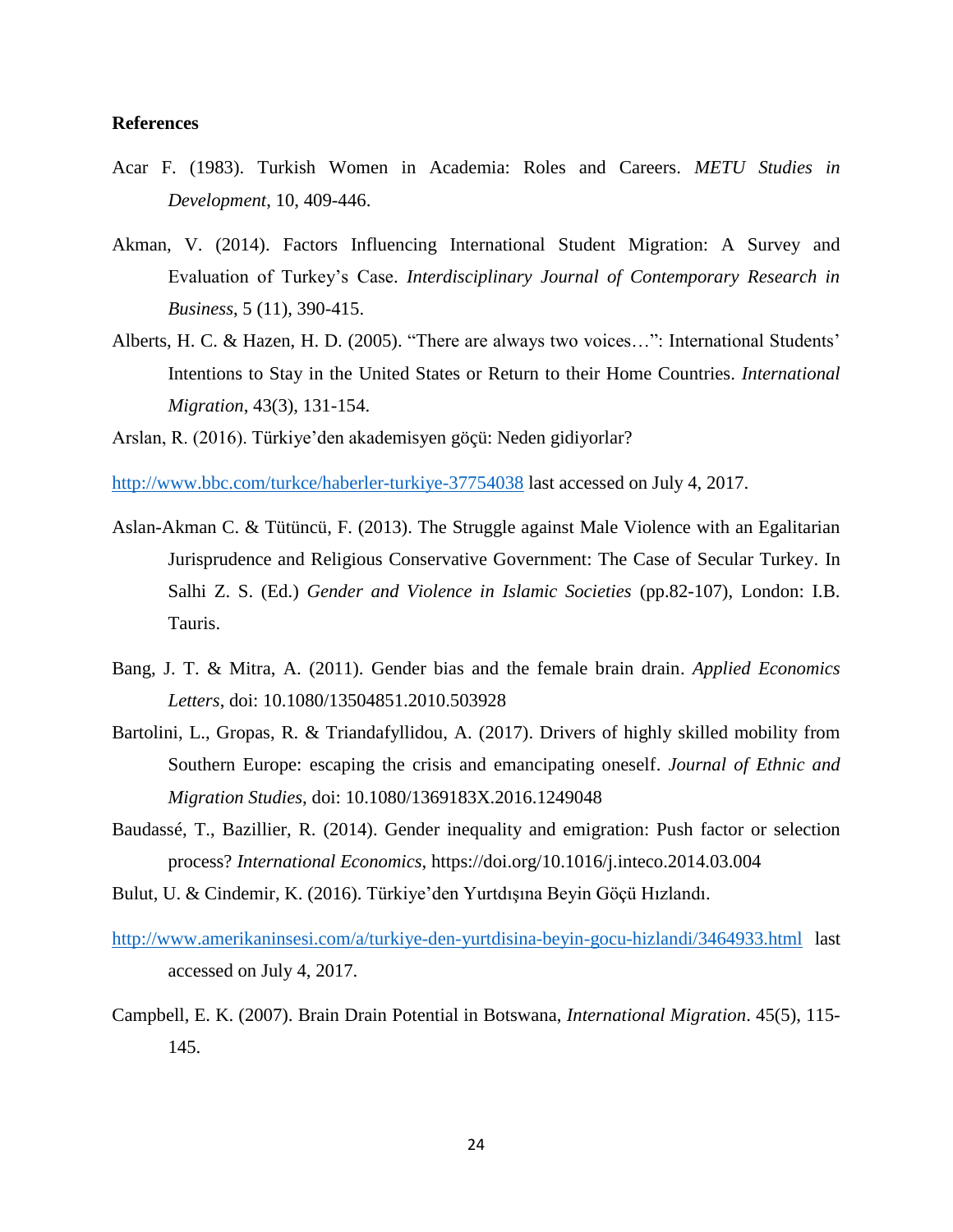**References**

Acar F. (1983). Turkish Women in Academia: Roles and Careers. *METU Studies in Development*, 10, 409-446.

Akman, V. (2014). Factors Influencing International Student Migration: A Survey and Evaluation of Turkey's Case. *Interdisciplinary Journal of Contemporary Research in Business*, 5 (11), 390-415.

Alberts, H. C. & Hazen, H. D. (2005). "There are always two voices…": International Students' Intentions to Stay in the United States or Return to their Home Countries. *International Migration*, 43(3), 131-154.

Arslan, R. (2016). Türkiye'den akademisyen göçü: Neden gidiyorlar?

http://www.bbc.com/turkce/haberler-turkiye-37754038 last accessed on July 4, 2017.

Aslan-Akman C. & Tütüncü, F. (2013). The Struggle against Male Violence with an Egalitarian Jurisprudence and Religious Conservative Government: The Case of Secular Turkey. In Salhi Z. S. (Ed.) *Gender and Violence in Islamic Societies* (pp.82-107), London: I.B. Tauris.

Bang, J. T. & Mitra, A. (2011). Gender bias and the female brain drain. *Applied Economics Letters*, doi: 10.1080/13504851.2010.503928

Bartolini, L., Gropas, R. & Triandafyllidou, A. (2017). Drivers of highly skilled mobility from Southern Europe: escaping the crisis and emancipating oneself. *Journal of Ethnic and Migration Studies*, doi: 10.1080/1369183X.2016.1249048

Baudassé, T., Bazillier, R. (2014). Gender inequality and emigration: Push factor or selection process? *International Economics*, https://doi.org/10.1016/j.inteco.2014.03.004

Bulut, U. & Cindemir, K. (2016). Türkiye'den Yurtdışına Beyin Göçü Hızlandı.

http://www.amerikaninsesi.com/a/turkiye-den-yurtdisina-beyin-gocu-hizlandi/3464933.html last accessed on July 4, 2017.

Campbell, E. K. (2007). Brain Drain Potential in Botswana, *International Migration*. 45(5), 115-145.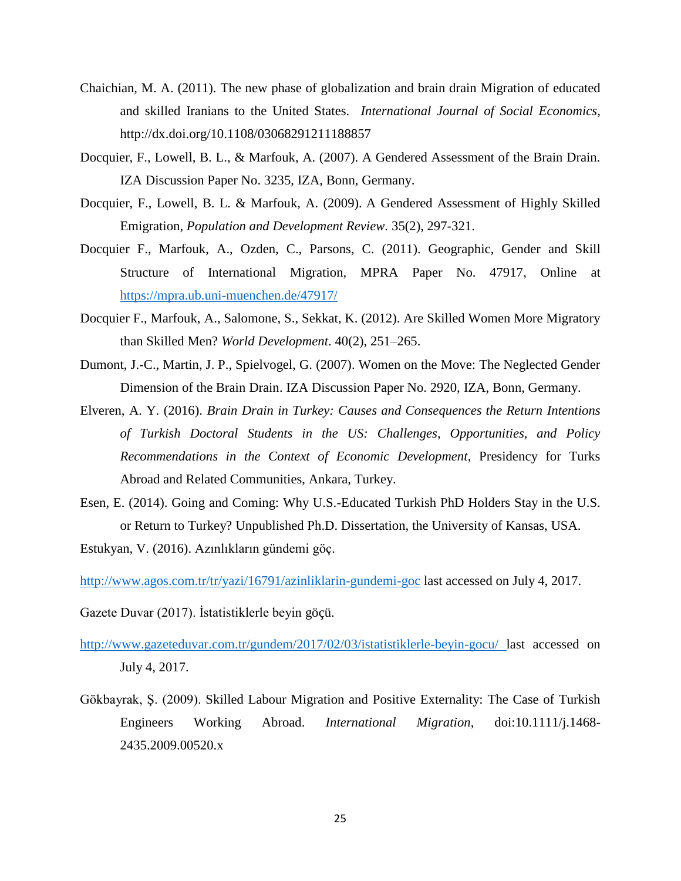Chaichian, M. A. (2011). The new phase of globalization and brain drain Migration of educated and skilled Iranians to the United States. *International Journal of Social Economics*, http://dx.doi.org/10.1108/03068291211188857

Docquier, F., Lowell, B. L., & Marfouk, A. (2007). A Gendered Assessment of the Brain Drain. IZA Discussion Paper No. 3235, IZA, Bonn, Germany.

Docquier, F., Lowell, B. L. & Marfouk, A. (2009). A Gendered Assessment of Highly Skilled Emigration, *Population and Development Review*. 35(2), 297-321.

Docquier F., Marfouk, A., Ozden, C., Parsons, C. (2011). Geographic, Gender and Skill Structure of International Migration, MPRA Paper No. 47917, Online at https://mpra.ub.uni-muenchen.de/47917/

Docquier F., Marfouk, A., Salomone, S., Sekkat, K. (2012). Are Skilled Women More Migratory than Skilled Men? *World Development*. 40(2), 251–265.

Dumont, J.-C., Martin, J. P., Spielvogel, G. (2007). Women on the Move: The Neglected Gender Dimension of the Brain Drain. IZA Discussion Paper No. 2920, IZA, Bonn, Germany.

Elveren, A. Y. (2016). *Brain Drain in Turkey: Causes and Consequences the Return Intentions of Turkish Doctoral Students in the US: Challenges, Opportunities, and Policy Recommendations in the Context of Economic Development*, Presidency for Turks Abroad and Related Communities, Ankara, Turkey.

Esen, E. (2014). Going and Coming: Why U.S.-Educated Turkish PhD Holders Stay in the U.S. or Return to Turkey? Unpublished Ph.D. Dissertation, the University of Kansas, USA.

Estukyan, V. (2016). Azınlıkların gündemi göç.

http://www.agos.com.tr/tr/yazi/16791/azinliklarin-gundemi-goc last accessed on July 4, 2017.

Gazete Duvar (2017). İstatistiklerle beyin göçü.

http://www.gazeteduvar.com.tr/gundem/2017/02/03/istatistiklerle-beyin-gocu/ last accessed on July 4, 2017.

Gökbayrak, Ş. (2009). Skilled Labour Migration and Positive Externality: The Case of Turkish Engineers Working Abroad. *International Migration*, doi:10.1111/j.1468-2435.2009.00520.x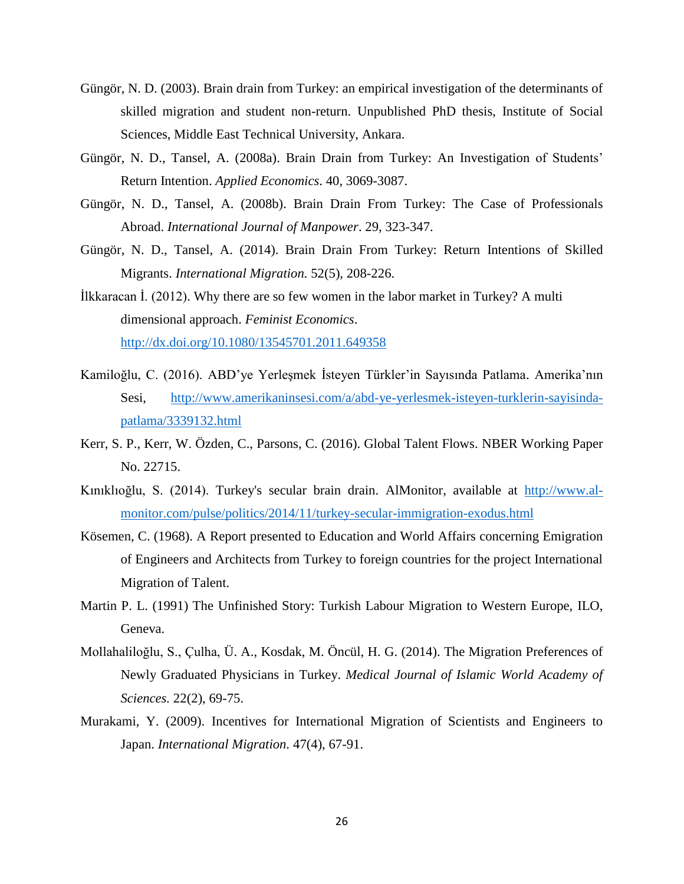Güngör, N. D. (2003). Brain drain from Turkey: an empirical investigation of the determinants of skilled migration and student non-return. Unpublished PhD thesis, Institute of Social Sciences, Middle East Technical University, Ankara.

Güngör, N. D., Tansel, A. (2008a). Brain Drain from Turkey: An Investigation of Students' Return Intention. *Applied Economics*. 40, 3069-3087.

Güngör, N. D., Tansel, A. (2008b). Brain Drain From Turkey: The Case of Professionals Abroad. *International Journal of Manpower*. 29, 323-347.

Güngör, N. D., Tansel, A. (2014). Brain Drain From Turkey: Return Intentions of Skilled Migrants. *International Migration.* 52(5), 208-226.

İlkkaracan İ. (2012). Why there are so few women in the labor market in Turkey? A multi dimensional approach. *Feminist Economics*. http://dx.doi.org/10.1080/13545701.2011.649358

Kamiloğlu, C. (2016). ABD'ye Yerleşmek İsteyen Türkler'in Sayısında Patlama. Amerika'nın Sesi, http://www.amerikaninsesi.com/a/abd-ye-yerlesmek-isteyen-turklerin-sayisinda-patlama/3339132.html

Kerr, S. P., Kerr, W. Özden, C., Parsons, C. (2016). Global Talent Flows. NBER Working Paper No. 22715.

Kınıklıoğlu, S. (2014). Turkey's secular brain drain. AlMonitor, available at http://www.al-monitor.com/pulse/politics/2014/11/turkey-secular-immigration-exodus.html

Kösemen, C. (1968). A Report presented to Education and World Affairs concerning Emigration of Engineers and Architects from Turkey to foreign countries for the project International Migration of Talent.

Martin P. L. (1991) The Unfinished Story: Turkish Labour Migration to Western Europe, ILO, Geneva.

Mollahaliloğlu, S., Çulha, Ü. A., Kosdak, M. Öncül, H. G. (2014). The Migration Preferences of Newly Graduated Physicians in Turkey. *Medical Journal of Islamic World Academy of Sciences.* 22(2), 69-75.

Murakami, Y. (2009). Incentives for International Migration of Scientists and Engineers to Japan. *International Migration*. 47(4), 67-91.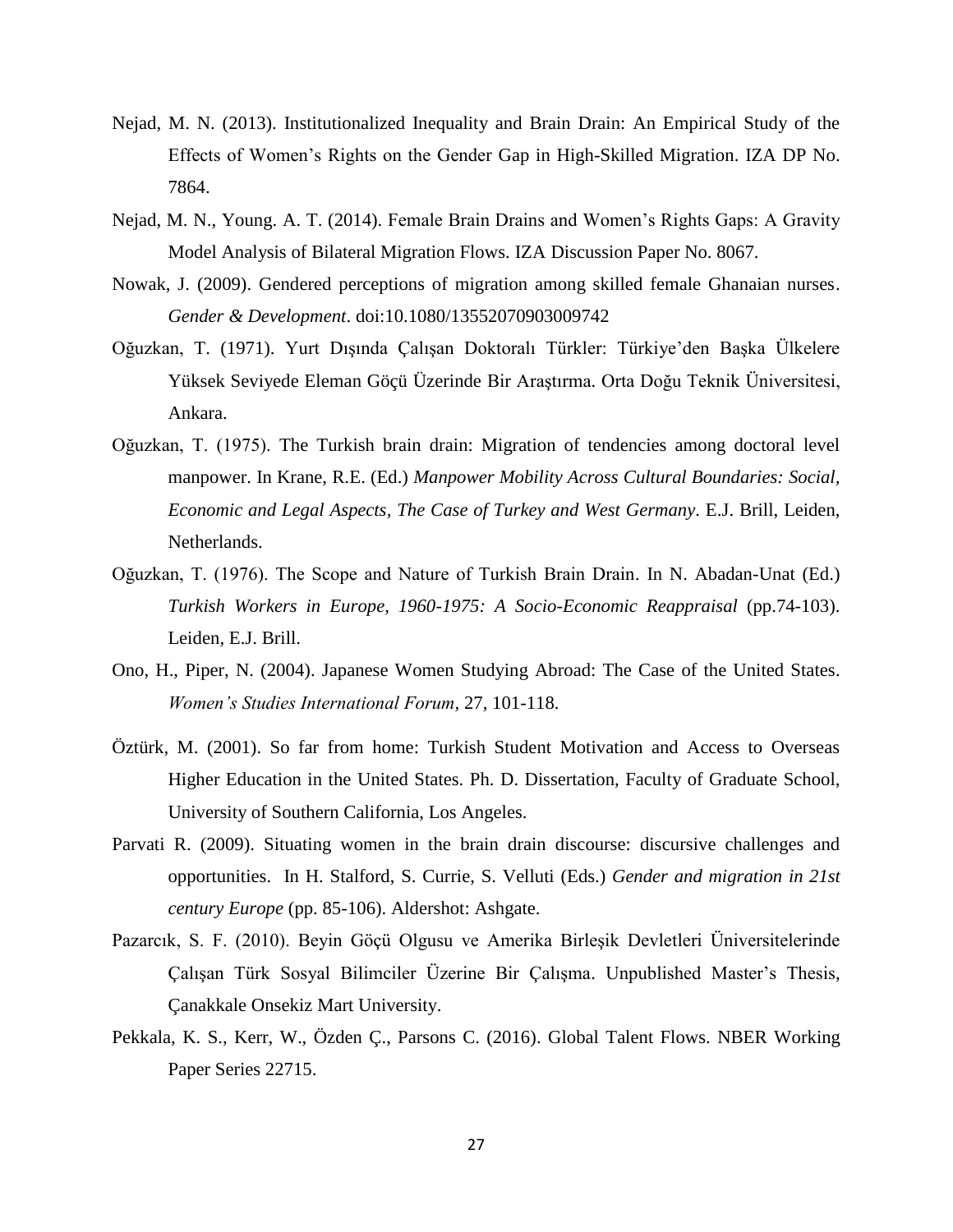Nejad, M. N. (2013). Institutionalized Inequality and Brain Drain: An Empirical Study of the Effects of Women's Rights on the Gender Gap in High-Skilled Migration. IZA DP No. 7864.

Nejad, M. N., Young. A. T. (2014). Female Brain Drains and Women's Rights Gaps: A Gravity Model Analysis of Bilateral Migration Flows. IZA Discussion Paper No. 8067.

Nowak, J. (2009). Gendered perceptions of migration among skilled female Ghanaian nurses. *Gender & Development*. doi:10.1080/13552070903009742

Oğuzkan, T. (1971). Yurt Dışında Çalışan Doktoralı Türkler: Türkiye'den Başka Ülkelere Yüksek Seviyede Eleman Göçü Üzerinde Bir Araştırma. Orta Doğu Teknik Üniversitesi, Ankara.

Oğuzkan, T. (1975). The Turkish brain drain: Migration of tendencies among doctoral level manpower. In Krane, R.E. (Ed.) *Manpower Mobility Across Cultural Boundaries: Social, Economic and Legal Aspects, The Case of Turkey and West Germany*. E.J. Brill, Leiden, Netherlands.

Oğuzkan, T. (1976). The Scope and Nature of Turkish Brain Drain. In N. Abadan-Unat (Ed.) *Turkish Workers in Europe, 1960-1975: A Socio-Economic Reappraisal* (pp.74-103). Leiden, E.J. Brill.

Ono, H., Piper, N. (2004). Japanese Women Studying Abroad: The Case of the United States. *Women's Studies International Forum*, 27, 101-118.

Öztürk, M. (2001). So far from home: Turkish Student Motivation and Access to Overseas Higher Education in the United States. Ph. D. Dissertation, Faculty of Graduate School, University of Southern California, Los Angeles.

Parvati R. (2009). Situating women in the brain drain discourse: discursive challenges and opportunities. In H. Stalford, S. Currie, S. Velluti (Eds.) *Gender and migration in 21st century Europe* (pp. 85-106). Aldershot: Ashgate.

Pazarcık, S. F. (2010). Beyin Göçü Olgusu ve Amerika Birleşik Devletleri Üniversitelerinde Çalışan Türk Sosyal Bilimciler Üzerine Bir Çalışma. Unpublished Master's Thesis, Çanakkale Onsekiz Mart University.

Pekkala, K. S., Kerr, W., Özden Ç., Parsons C. (2016). Global Talent Flows. NBER Working Paper Series 22715.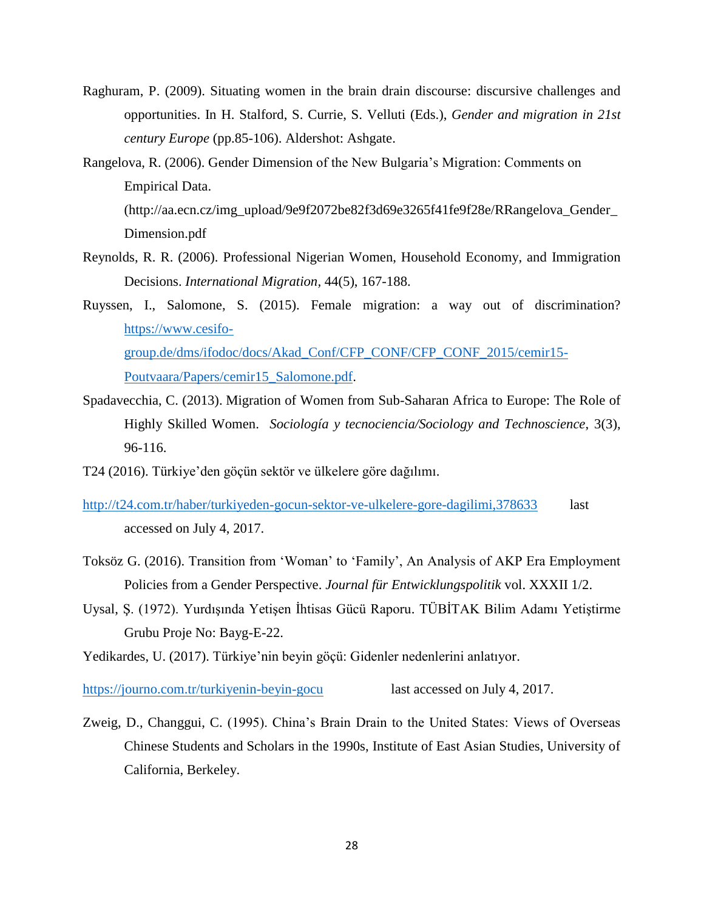Raghuram, P. (2009). Situating women in the brain drain discourse: discursive challenges and opportunities. In H. Stalford, S. Currie, S. Velluti (Eds.), *Gender and migration in 21st century Europe* (pp.85-106). Aldershot: Ashgate.

Rangelova, R. (2006). Gender Dimension of the New Bulgaria's Migration: Comments on Empirical Data. (http://aa.ecn.cz/img_upload/9e9f2072be82f3d69e3265f41fe9f28e/RRangelova_Gender_Dimension.pdf

Reynolds, R. R. (2006). Professional Nigerian Women, Household Economy, and Immigration Decisions. *International Migration*, 44(5), 167-188.

Ruyssen, I., Salomone, S. (2015). Female migration: a way out of discrimination? https://www.cesifo-group.de/dms/ifodoc/docs/Akad_Conf/CFP_CONF/CFP_CONF_2015/cemir15-Poutvaara/Papers/cemir15_Salomone.pdf.

Spadavecchia, C. (2013). Migration of Women from Sub-Saharan Africa to Europe: The Role of Highly Skilled Women. *Sociología y tecnociencia/Sociology and Technoscience*, 3(3), 96-116.

T24 (2016). Türkiye'den göçün sektör ve ülkelere göre dağılımı.

http://t24.com.tr/haber/turkiyeden-gocun-sektor-ve-ulkelere-gore-dagilimi,378633 last accessed on July 4, 2017.

Toksöz G. (2016). Transition from 'Woman' to 'Family', An Analysis of AKP Era Employment Policies from a Gender Perspective. *Journal für Entwicklungspolitik* vol. XXXII 1/2.

Uysal, Ş. (1972). Yurdışında Yetişen İhtisas Gücü Raporu. TÜBİTAK Bilim Adamı Yetiştirme Grubu Proje No: Bayg-E-22.

Yedikardes, U. (2017). Türkiye'nin beyin göçü: Gidenler nedenlerini anlatıyor.

https://journo.com.tr/turkiyenin-beyin-gocu last accessed on July 4, 2017.

Zweig, D., Changgui, C. (1995). China's Brain Drain to the United States: Views of Overseas Chinese Students and Scholars in the 1990s, Institute of East Asian Studies, University of California, Berkeley.